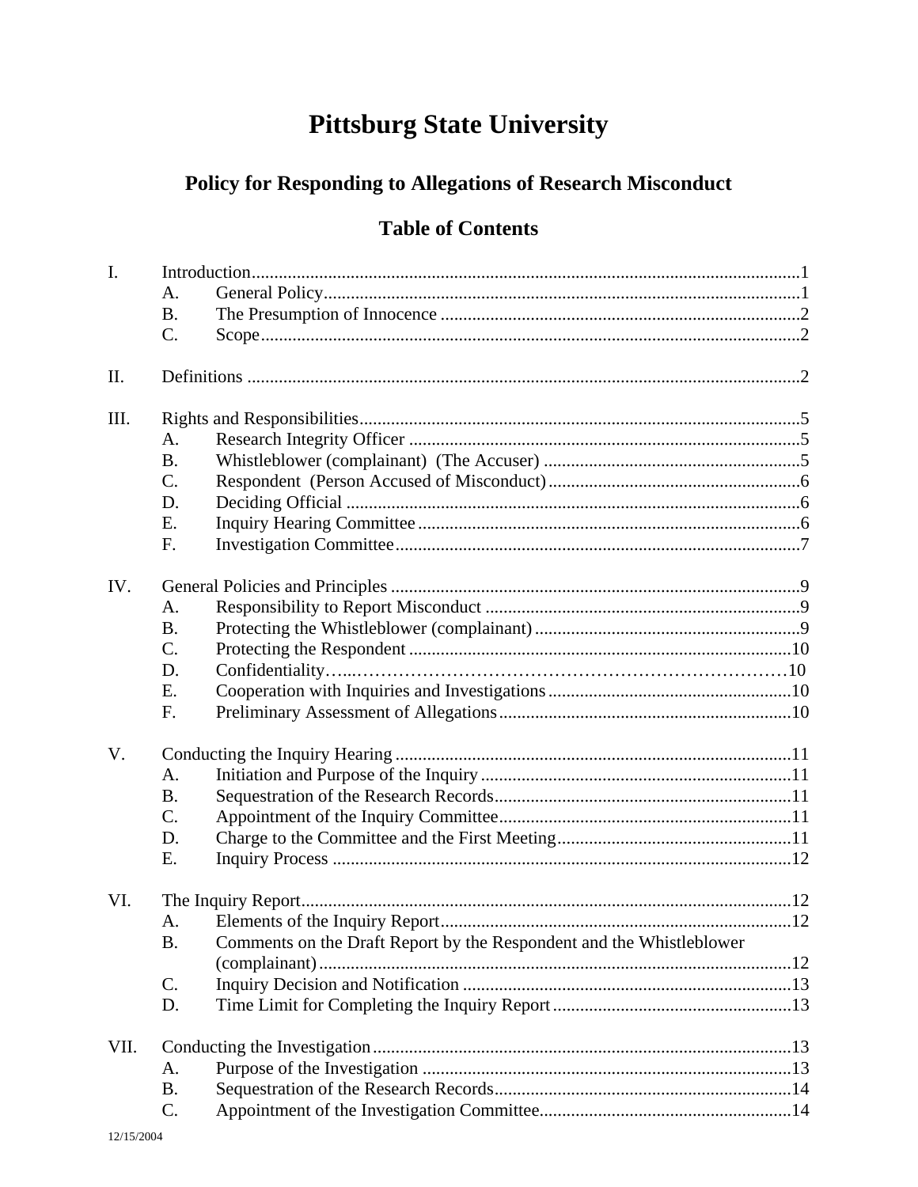# Pittsburg State University

## Policy for Responding to Allegations of Research Misconduct

### Table of Contents

I. Introduction ........ 1
- A. General Policy ........ 1
- B. The Presumption of Innocence ........ 2
- C. Scope ........ 2

II. Definitions ........ 2

III. Rights and Responsibilities ........ 5
- A. Research Integrity Officer ........ 5
- B. Whistleblower (complainant) (The Accuser) ........ 5
- C. Respondent (Person Accused of Misconduct) ........ 6
- D. Deciding Official ........ 6
- E. Inquiry Hearing Committee ........ 6
- F. Investigation Committee ........ 7

IV. General Policies and Principles ........ 9
- A. Responsibility to Report Misconduct ........ 9
- B. Protecting the Whistleblower (complainant) ........ 9
- C. Protecting the Respondent ........ 10
- D. Confidentiality ........ 10
- E. Cooperation with Inquiries and Investigations ........ 10
- F. Preliminary Assessment of Allegations ........ 10

V. Conducting the Inquiry Hearing ........ 11
- A. Initiation and Purpose of the Inquiry ........ 11
- B. Sequestration of the Research Records ........ 11
- C. Appointment of the Inquiry Committee ........ 11
- D. Charge to the Committee and the First Meeting ........ 11
- E. Inquiry Process ........ 12

VI. The Inquiry Report ........ 12
- A. Elements of the Inquiry Report ........ 12
- B. Comments on the Draft Report by the Respondent and the Whistleblower (complainant) ........ 12
- C. Inquiry Decision and Notification ........ 13
- D. Time Limit for Completing the Inquiry Report ........ 13

VII. Conducting the Investigation ........ 13
- A. Purpose of the Investigation ........ 13
- B. Sequestration of the Research Records ........ 14
- C. Appointment of the Investigation Committee ........ 14

12/15/2004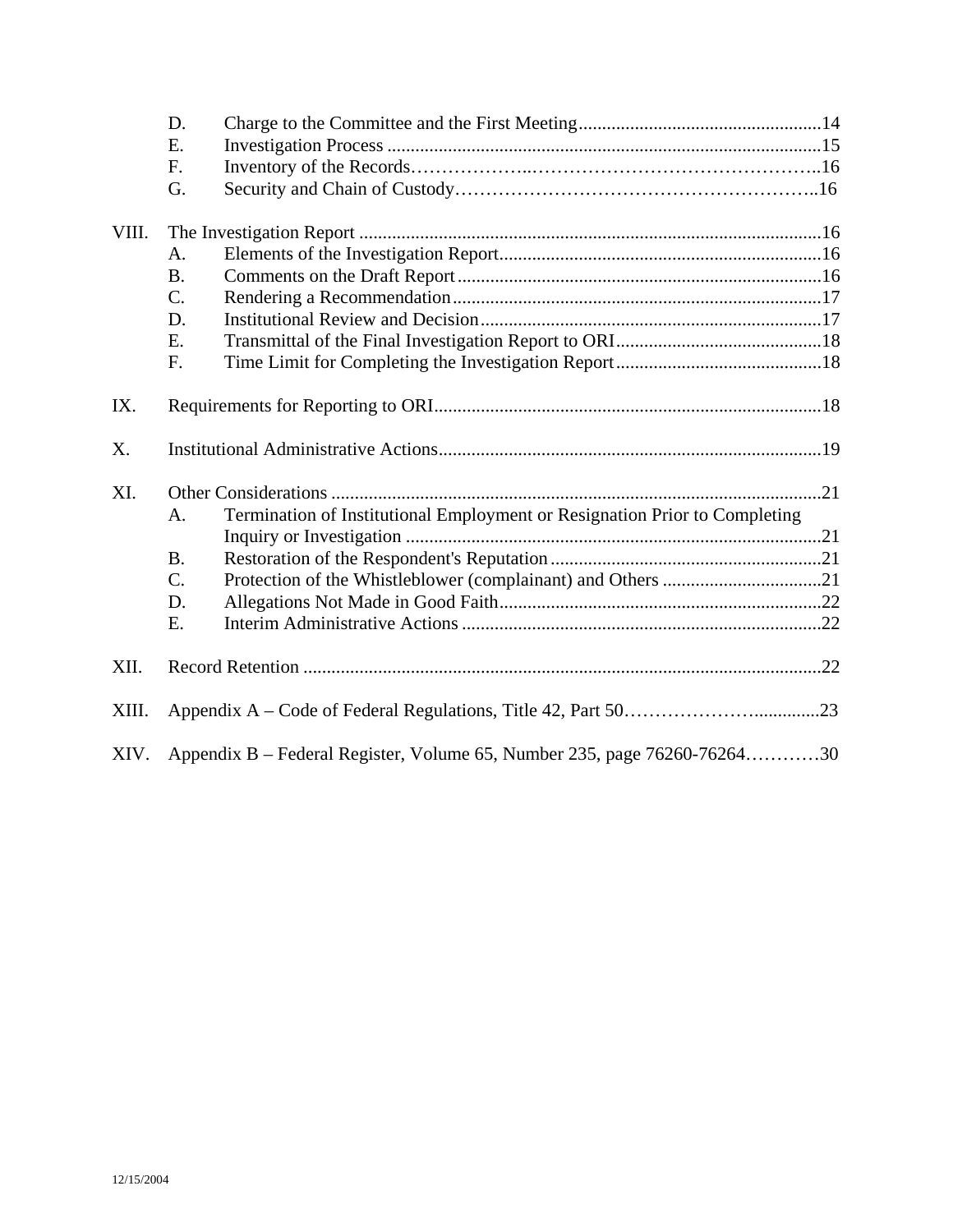- D. Charge to the Committee and the First Meeting ....................................................14
- E. Investigation Process ............................................................................................15
- F. Inventory of the Records……………….………………………………………..16
- G. Security and Chain of Custody………………………………………………..16

VIII. The Investigation Report ..................................................................................................16
- A. Elements of the Investigation Report....................................................................16
- B. Comments on the Draft Report .............................................................................16
- C. Rendering a Recommendation ..............................................................................17
- D. Institutional Review and Decision ........................................................................17
- E. Transmittal of the Final Investigation Report to ORI............................................18
- F. Time Limit for Completing the Investigation Report............................................18

IX. Requirements for Reporting to ORI..................................................................................18

X. Institutional Administrative Actions.................................................................................19

XI. Other Considerations ........................................................................................................21
- A. Termination of Institutional Employment or Resignation Prior to Completing Inquiry or Investigation ........................................................................................21
- B. Restoration of the Respondent's Reputation ..........................................................21
- C. Protection of the Whistleblower (complainant) and Others ..................................21
- D. Allegations Not Made in Good Faith.....................................................................22
- E. Interim Administrative Actions ............................................................................22

XII. Record Retention ..............................................................................................................22

XIII. Appendix A – Code of Federal Regulations, Title 42, Part 50…………………..............23

XIV. Appendix B – Federal Register, Volume 65, Number 235, page 76260-76264…………30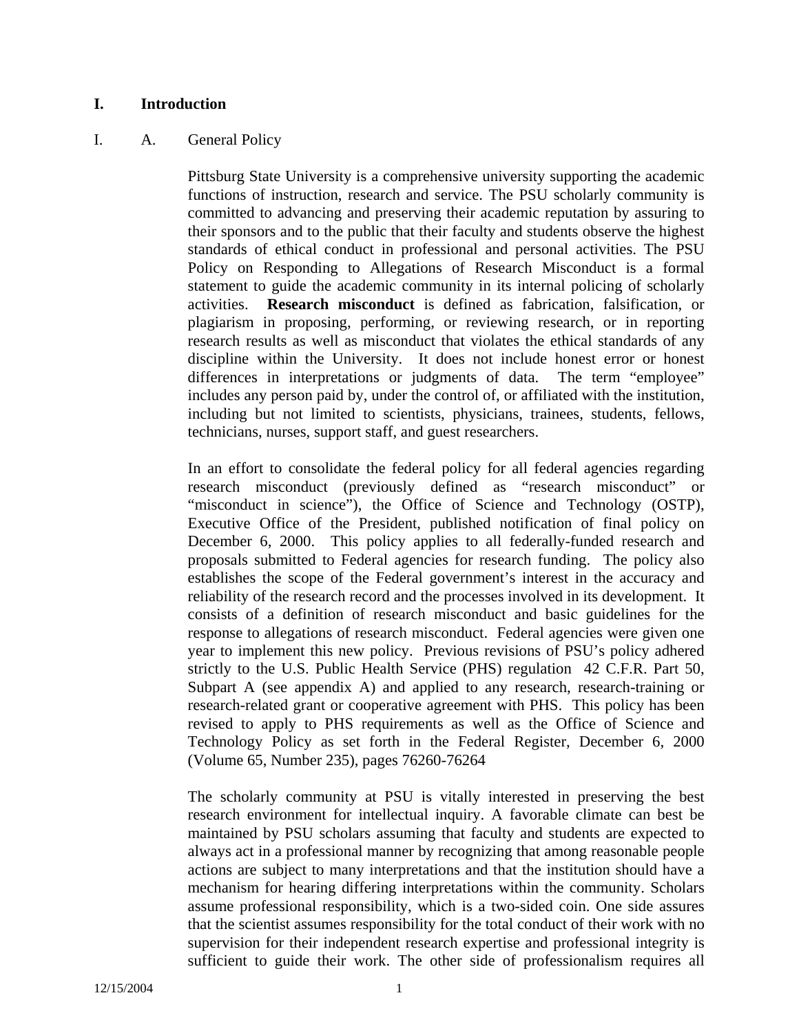# I. Introduction

## I. A. General Policy

Pittsburg State University is a comprehensive university supporting the academic functions of instruction, research and service. The PSU scholarly community is committed to advancing and preserving their academic reputation by assuring to their sponsors and to the public that their faculty and students observe the highest standards of ethical conduct in professional and personal activities. The PSU Policy on Responding to Allegations of Research Misconduct is a formal statement to guide the academic community in its internal policing of scholarly activities. **Research misconduct** is defined as fabrication, falsification, or plagiarism in proposing, performing, or reviewing research, or in reporting research results as well as misconduct that violates the ethical standards of any discipline within the University. It does not include honest error or honest differences in interpretations or judgments of data. The term "employee" includes any person paid by, under the control of, or affiliated with the institution, including but not limited to scientists, physicians, trainees, students, fellows, technicians, nurses, support staff, and guest researchers.

In an effort to consolidate the federal policy for all federal agencies regarding research misconduct (previously defined as "research misconduct" or "misconduct in science"), the Office of Science and Technology (OSTP), Executive Office of the President, published notification of final policy on December 6, 2000. This policy applies to all federally-funded research and proposals submitted to Federal agencies for research funding. The policy also establishes the scope of the Federal government's interest in the accuracy and reliability of the research record and the processes involved in its development. It consists of a definition of research misconduct and basic guidelines for the response to allegations of research misconduct. Federal agencies were given one year to implement this new policy. Previous revisions of PSU's policy adhered strictly to the U.S. Public Health Service (PHS) regulation 42 C.F.R. Part 50, Subpart A (see appendix A) and applied to any research, research-training or research-related grant or cooperative agreement with PHS. This policy has been revised to apply to PHS requirements as well as the Office of Science and Technology Policy as set forth in the Federal Register, December 6, 2000 (Volume 65, Number 235), pages 76260-76264

The scholarly community at PSU is vitally interested in preserving the best research environment for intellectual inquiry. A favorable climate can best be maintained by PSU scholars assuming that faculty and students are expected to always act in a professional manner by recognizing that among reasonable people actions are subject to many interpretations and that the institution should have a mechanism for hearing differing interpretations within the community. Scholars assume professional responsibility, which is a two-sided coin. One side assures that the scientist assumes responsibility for the total conduct of their work with no supervision for their independent research expertise and professional integrity is sufficient to guide their work. The other side of professionalism requires all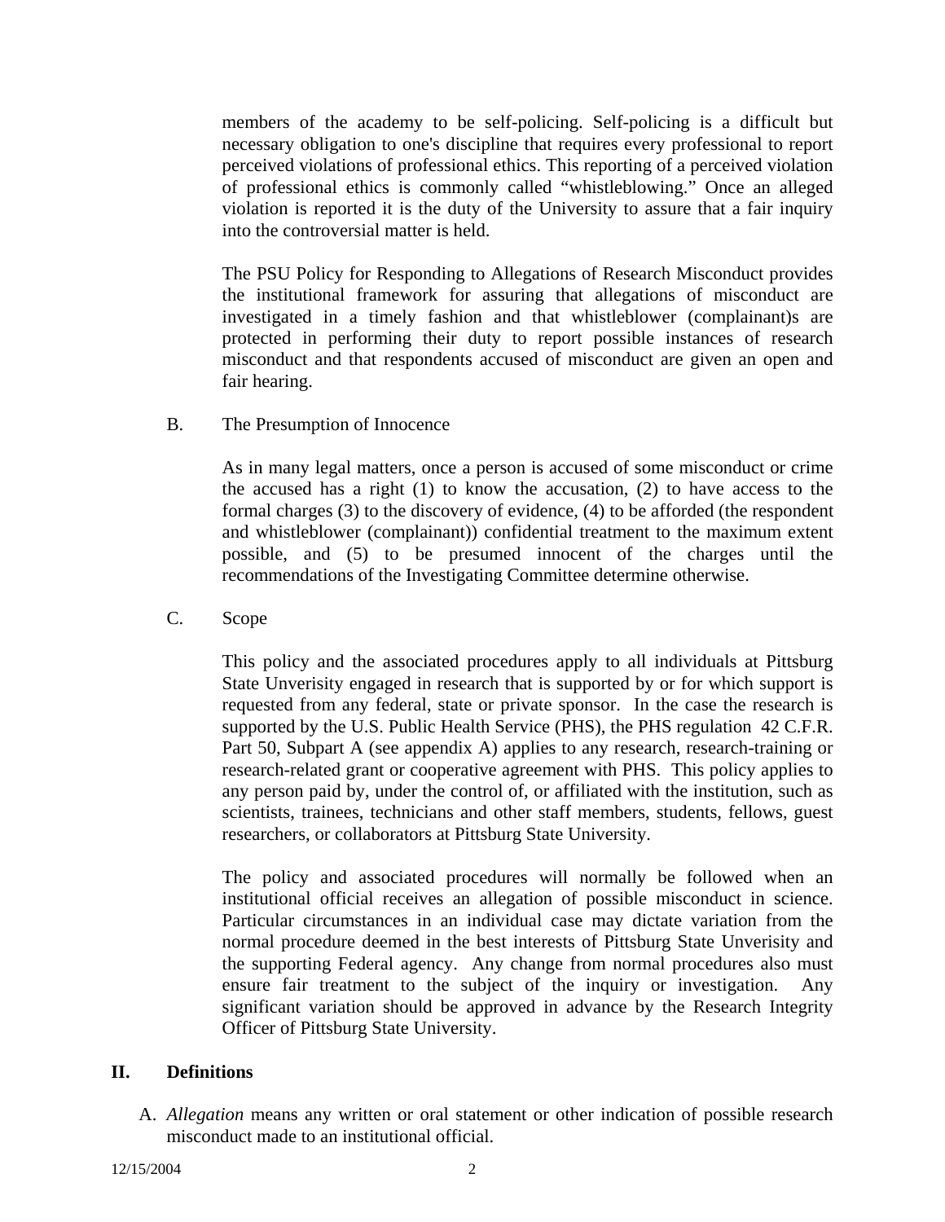members of the academy to be self-policing. Self-policing is a difficult but necessary obligation to one's discipline that requires every professional to report perceived violations of professional ethics. This reporting of a perceived violation of professional ethics is commonly called "whistleblowing." Once an alleged violation is reported it is the duty of the University to assure that a fair inquiry into the controversial matter is held.

The PSU Policy for Responding to Allegations of Research Misconduct provides the institutional framework for assuring that allegations of misconduct are investigated in a timely fashion and that whistleblower (complainant)s are protected in performing their duty to report possible instances of research misconduct and that respondents accused of misconduct are given an open and fair hearing.

B. The Presumption of Innocence

As in many legal matters, once a person is accused of some misconduct or crime the accused has a right (1) to know the accusation, (2) to have access to the formal charges (3) to the discovery of evidence, (4) to be afforded (the respondent and whistleblower (complainant)) confidential treatment to the maximum extent possible, and (5) to be presumed innocent of the charges until the recommendations of the Investigating Committee determine otherwise.

C. Scope

This policy and the associated procedures apply to all individuals at Pittsburg State Unverisity engaged in research that is supported by or for which support is requested from any federal, state or private sponsor. In the case the research is supported by the U.S. Public Health Service (PHS), the PHS regulation 42 C.F.R. Part 50, Subpart A (see appendix A) applies to any research, research-training or research-related grant or cooperative agreement with PHS. This policy applies to any person paid by, under the control of, or affiliated with the institution, such as scientists, trainees, technicians and other staff members, students, fellows, guest researchers, or collaborators at Pittsburg State University.

The policy and associated procedures will normally be followed when an institutional official receives an allegation of possible misconduct in science. Particular circumstances in an individual case may dictate variation from the normal procedure deemed in the best interests of Pittsburg State Unverisity and the supporting Federal agency. Any change from normal procedures also must ensure fair treatment to the subject of the inquiry or investigation. Any significant variation should be approved in advance by the Research Integrity Officer of Pittsburg State University.

## II. Definitions

A. *Allegation* means any written or oral statement or other indication of possible research misconduct made to an institutional official.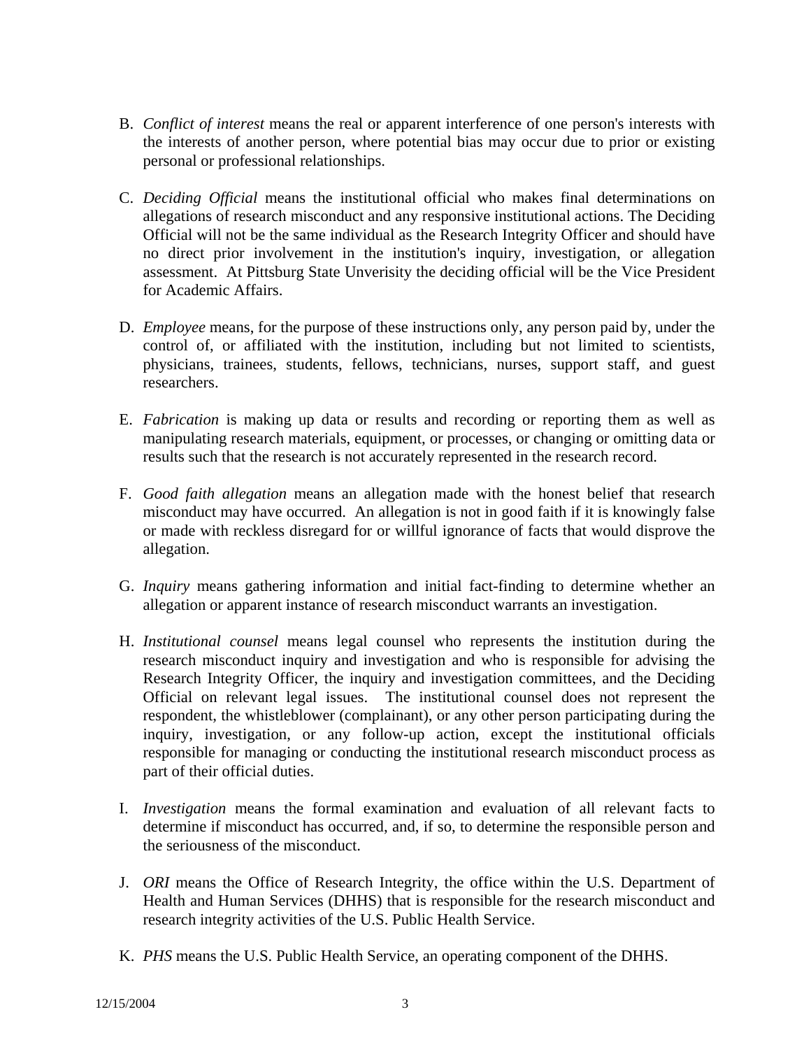B. *Conflict of interest* means the real or apparent interference of one person's interests with the interests of another person, where potential bias may occur due to prior or existing personal or professional relationships.

C. *Deciding Official* means the institutional official who makes final determinations on allegations of research misconduct and any responsive institutional actions. The Deciding Official will not be the same individual as the Research Integrity Officer and should have no direct prior involvement in the institution's inquiry, investigation, or allegation assessment. At Pittsburg State Unverisity the deciding official will be the Vice President for Academic Affairs.

D. *Employee* means, for the purpose of these instructions only, any person paid by, under the control of, or affiliated with the institution, including but not limited to scientists, physicians, trainees, students, fellows, technicians, nurses, support staff, and guest researchers.

E. *Fabrication* is making up data or results and recording or reporting them as well as manipulating research materials, equipment, or processes, or changing or omitting data or results such that the research is not accurately represented in the research record.

F. *Good faith allegation* means an allegation made with the honest belief that research misconduct may have occurred. An allegation is not in good faith if it is knowingly false or made with reckless disregard for or willful ignorance of facts that would disprove the allegation.

G. *Inquiry* means gathering information and initial fact-finding to determine whether an allegation or apparent instance of research misconduct warrants an investigation.

H. *Institutional counsel* means legal counsel who represents the institution during the research misconduct inquiry and investigation and who is responsible for advising the Research Integrity Officer, the inquiry and investigation committees, and the Deciding Official on relevant legal issues. The institutional counsel does not represent the respondent, the whistleblower (complainant), or any other person participating during the inquiry, investigation, or any follow-up action, except the institutional officials responsible for managing or conducting the institutional research misconduct process as part of their official duties.

I. *Investigation* means the formal examination and evaluation of all relevant facts to determine if misconduct has occurred, and, if so, to determine the responsible person and the seriousness of the misconduct.

J. *ORI* means the Office of Research Integrity, the office within the U.S. Department of Health and Human Services (DHHS) that is responsible for the research misconduct and research integrity activities of the U.S. Public Health Service.

K. *PHS* means the U.S. Public Health Service, an operating component of the DHHS.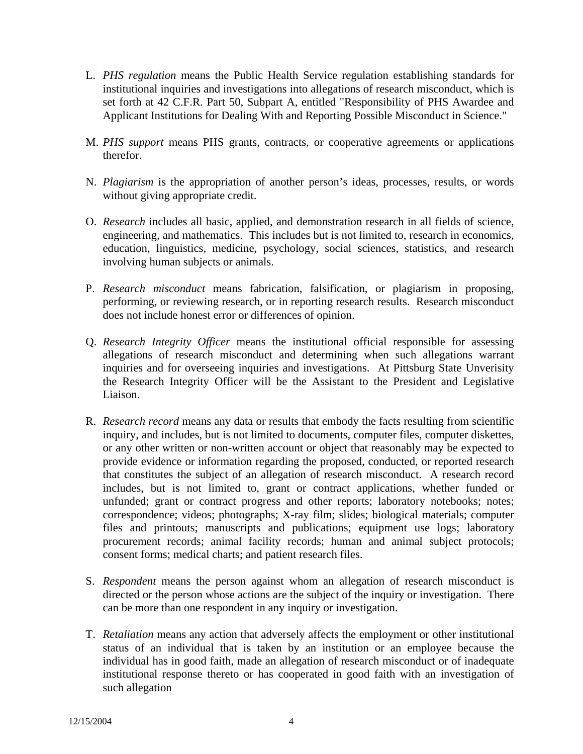L. *PHS regulation* means the Public Health Service regulation establishing standards for institutional inquiries and investigations into allegations of research misconduct, which is set forth at 42 C.F.R. Part 50, Subpart A, entitled "Responsibility of PHS Awardee and Applicant Institutions for Dealing With and Reporting Possible Misconduct in Science."

M. *PHS support* means PHS grants, contracts, or cooperative agreements or applications therefor.

N. *Plagiarism* is the appropriation of another person's ideas, processes, results, or words without giving appropriate credit.

O. *Research* includes all basic, applied, and demonstration research in all fields of science, engineering, and mathematics. This includes but is not limited to, research in economics, education, linguistics, medicine, psychology, social sciences, statistics, and research involving human subjects or animals.

P. *Research misconduct* means fabrication, falsification, or plagiarism in proposing, performing, or reviewing research, or in reporting research results. Research misconduct does not include honest error or differences of opinion.

Q. *Research Integrity Officer* means the institutional official responsible for assessing allegations of research misconduct and determining when such allegations warrant inquiries and for overseeing inquiries and investigations. At Pittsburg State Unverisity the Research Integrity Officer will be the Assistant to the President and Legislative Liaison.

R. *Research record* means any data or results that embody the facts resulting from scientific inquiry, and includes, but is not limited to documents, computer files, computer diskettes, or any other written or non-written account or object that reasonably may be expected to provide evidence or information regarding the proposed, conducted, or reported research that constitutes the subject of an allegation of research misconduct. A research record includes, but is not limited to, grant or contract applications, whether funded or unfunded; grant or contract progress and other reports; laboratory notebooks; notes; correspondence; videos; photographs; X-ray film; slides; biological materials; computer files and printouts; manuscripts and publications; equipment use logs; laboratory procurement records; animal facility records; human and animal subject protocols; consent forms; medical charts; and patient research files.

S. *Respondent* means the person against whom an allegation of research misconduct is directed or the person whose actions are the subject of the inquiry or investigation. There can be more than one respondent in any inquiry or investigation.

T. *Retaliation* means any action that adversely affects the employment or other institutional status of an individual that is taken by an institution or an employee because the individual has in good faith, made an allegation of research misconduct or of inadequate institutional response thereto or has cooperated in good faith with an investigation of such allegation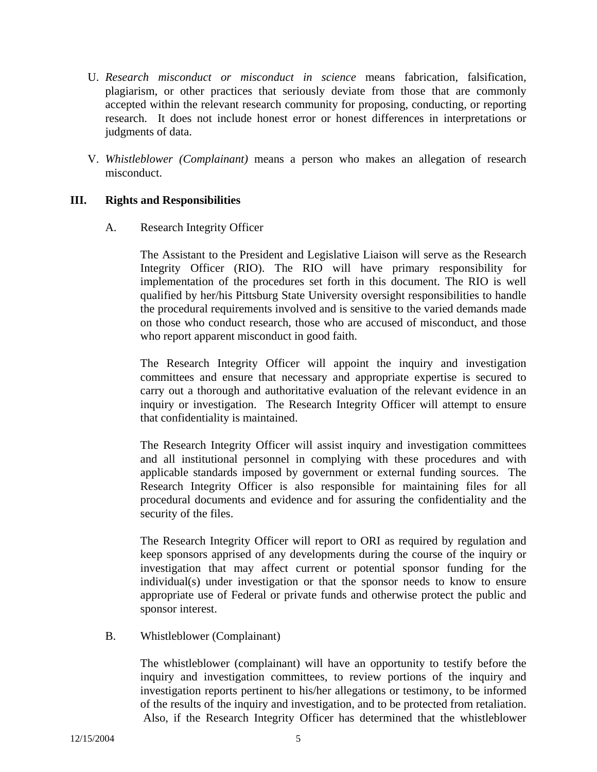U. *Research misconduct or misconduct in science* means fabrication, falsification, plagiarism, or other practices that seriously deviate from those that are commonly accepted within the relevant research community for proposing, conducting, or reporting research. It does not include honest error or honest differences in interpretations or judgments of data.

V. *Whistleblower (Complainant)* means a person who makes an allegation of research misconduct.

## III. Rights and Responsibilities

### A. Research Integrity Officer

The Assistant to the President and Legislative Liaison will serve as the Research Integrity Officer (RIO). The RIO will have primary responsibility for implementation of the procedures set forth in this document. The RIO is well qualified by her/his Pittsburg State University oversight responsibilities to handle the procedural requirements involved and is sensitive to the varied demands made on those who conduct research, those who are accused of misconduct, and those who report apparent misconduct in good faith.

The Research Integrity Officer will appoint the inquiry and investigation committees and ensure that necessary and appropriate expertise is secured to carry out a thorough and authoritative evaluation of the relevant evidence in an inquiry or investigation. The Research Integrity Officer will attempt to ensure that confidentiality is maintained.

The Research Integrity Officer will assist inquiry and investigation committees and all institutional personnel in complying with these procedures and with applicable standards imposed by government or external funding sources. The Research Integrity Officer is also responsible for maintaining files for all procedural documents and evidence and for assuring the confidentiality and the security of the files.

The Research Integrity Officer will report to ORI as required by regulation and keep sponsors apprised of any developments during the course of the inquiry or investigation that may affect current or potential sponsor funding for the individual(s) under investigation or that the sponsor needs to know to ensure appropriate use of Federal or private funds and otherwise protect the public and sponsor interest.

### B. Whistleblower (Complainant)

The whistleblower (complainant) will have an opportunity to testify before the inquiry and investigation committees, to review portions of the inquiry and investigation reports pertinent to his/her allegations or testimony, to be informed of the results of the inquiry and investigation, and to be protected from retaliation. Also, if the Research Integrity Officer has determined that the whistleblower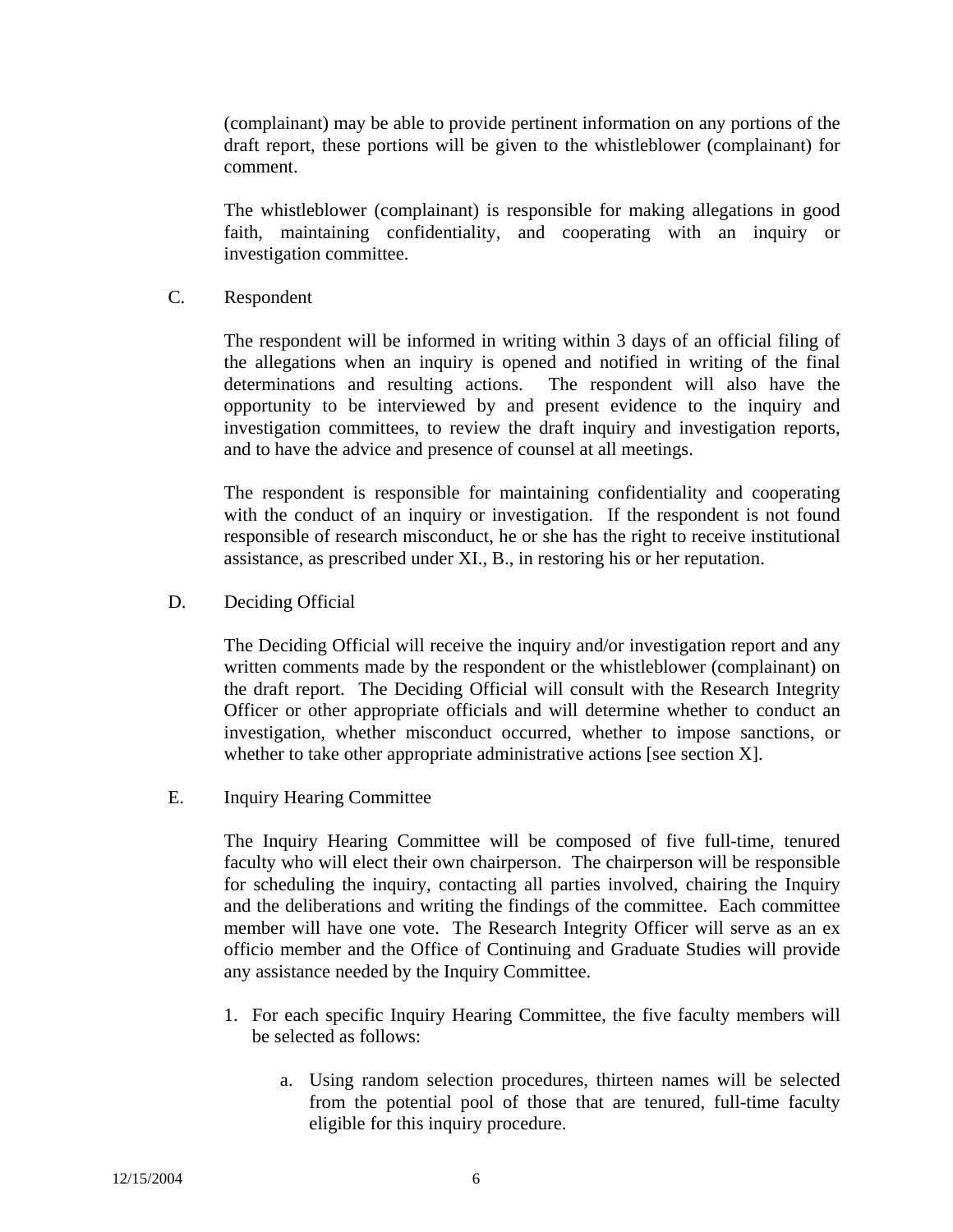(complainant) may be able to provide pertinent information on any portions of the draft report, these portions will be given to the whistleblower (complainant) for comment.

The whistleblower (complainant) is responsible for making allegations in good faith, maintaining confidentiality, and cooperating with an inquiry or investigation committee.

### C. Respondent

The respondent will be informed in writing within 3 days of an official filing of the allegations when an inquiry is opened and notified in writing of the final determinations and resulting actions. The respondent will also have the opportunity to be interviewed by and present evidence to the inquiry and investigation committees, to review the draft inquiry and investigation reports, and to have the advice and presence of counsel at all meetings.

The respondent is responsible for maintaining confidentiality and cooperating with the conduct of an inquiry or investigation. If the respondent is not found responsible of research misconduct, he or she has the right to receive institutional assistance, as prescribed under XI., B., in restoring his or her reputation.

### D. Deciding Official

The Deciding Official will receive the inquiry and/or investigation report and any written comments made by the respondent or the whistleblower (complainant) on the draft report. The Deciding Official will consult with the Research Integrity Officer or other appropriate officials and will determine whether to conduct an investigation, whether misconduct occurred, whether to impose sanctions, or whether to take other appropriate administrative actions [see section X].

### E. Inquiry Hearing Committee

The Inquiry Hearing Committee will be composed of five full-time, tenured faculty who will elect their own chairperson. The chairperson will be responsible for scheduling the inquiry, contacting all parties involved, chairing the Inquiry and the deliberations and writing the findings of the committee. Each committee member will have one vote. The Research Integrity Officer will serve as an ex officio member and the Office of Continuing and Graduate Studies will provide any assistance needed by the Inquiry Committee.

1. For each specific Inquiry Hearing Committee, the five faculty members will be selected as follows:

    a. Using random selection procedures, thirteen names will be selected from the potential pool of those that are tenured, full-time faculty eligible for this inquiry procedure.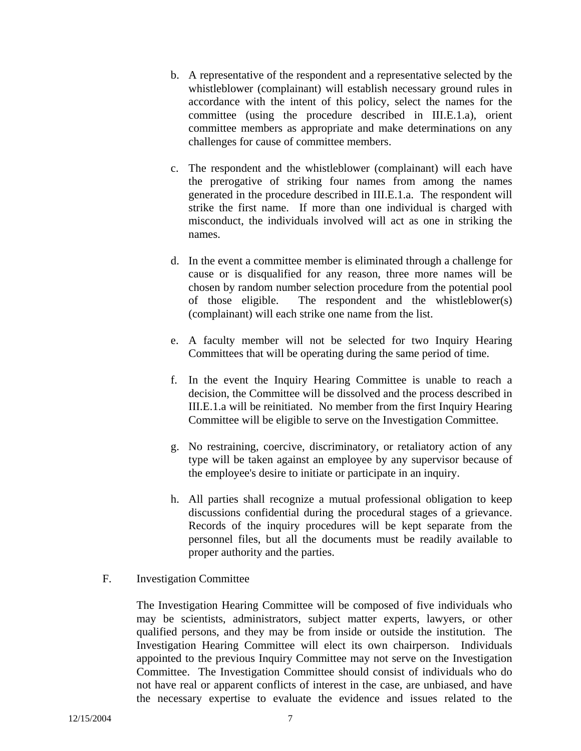b. A representative of the respondent and a representative selected by the whistleblower (complainant) will establish necessary ground rules in accordance with the intent of this policy, select the names for the committee (using the procedure described in III.E.1.a), orient committee members as appropriate and make determinations on any challenges for cause of committee members.

c. The respondent and the whistleblower (complainant) will each have the prerogative of striking four names from among the names generated in the procedure described in III.E.1.a. The respondent will strike the first name. If more than one individual is charged with misconduct, the individuals involved will act as one in striking the names.

d. In the event a committee member is eliminated through a challenge for cause or is disqualified for any reason, three more names will be chosen by random number selection procedure from the potential pool of those eligible. The respondent and the whistleblower(s) (complainant) will each strike one name from the list.

e. A faculty member will not be selected for two Inquiry Hearing Committees that will be operating during the same period of time.

f. In the event the Inquiry Hearing Committee is unable to reach a decision, the Committee will be dissolved and the process described in III.E.1.a will be reinitiated. No member from the first Inquiry Hearing Committee will be eligible to serve on the Investigation Committee.

g. No restraining, coercive, discriminatory, or retaliatory action of any type will be taken against an employee by any supervisor because of the employee's desire to initiate or participate in an inquiry.

h. All parties shall recognize a mutual professional obligation to keep discussions confidential during the procedural stages of a grievance. Records of the inquiry procedures will be kept separate from the personnel files, but all the documents must be readily available to proper authority and the parties.

F. Investigation Committee

The Investigation Hearing Committee will be composed of five individuals who may be scientists, administrators, subject matter experts, lawyers, or other qualified persons, and they may be from inside or outside the institution. The Investigation Hearing Committee will elect its own chairperson. Individuals appointed to the previous Inquiry Committee may not serve on the Investigation Committee. The Investigation Committee should consist of individuals who do not have real or apparent conflicts of interest in the case, are unbiased, and have the necessary expertise to evaluate the evidence and issues related to the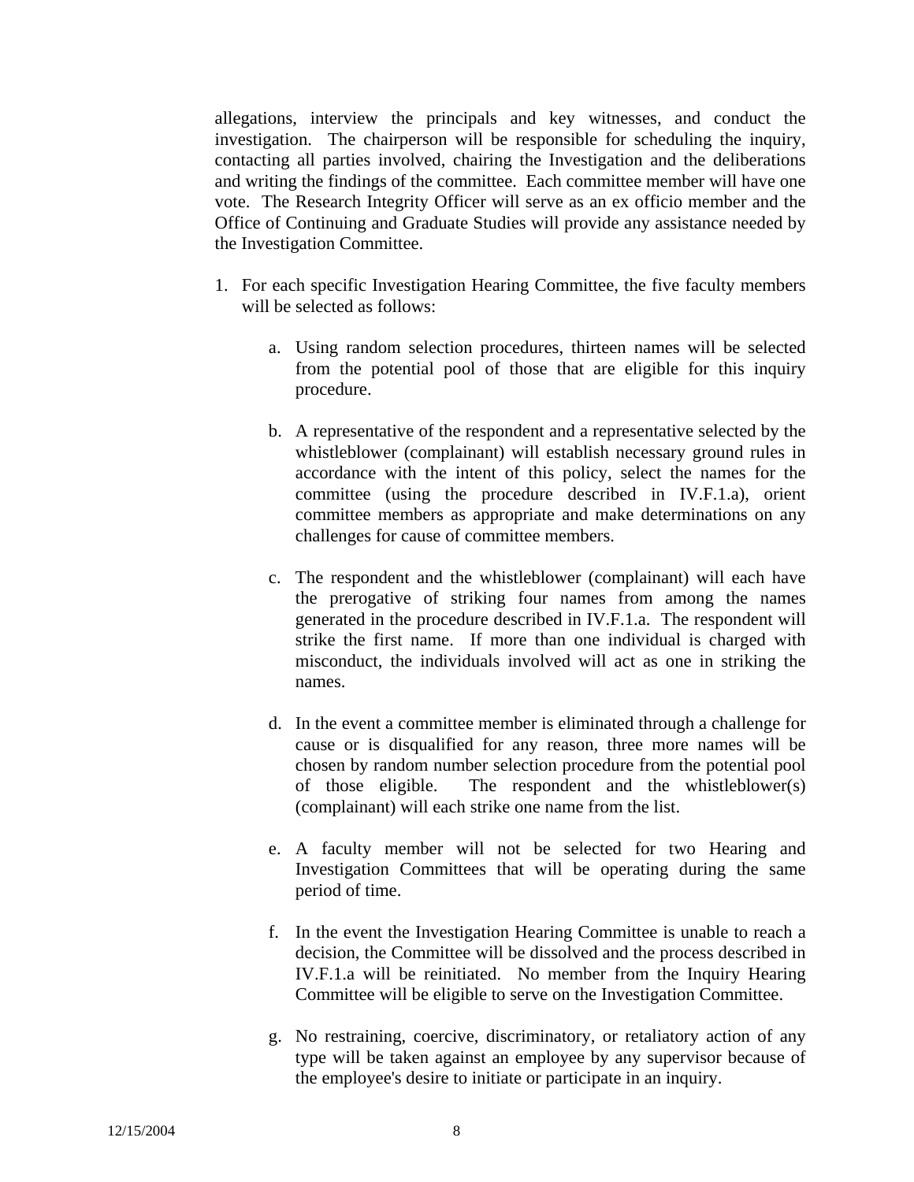allegations, interview the principals and key witnesses, and conduct the investigation. The chairperson will be responsible for scheduling the inquiry, contacting all parties involved, chairing the Investigation and the deliberations and writing the findings of the committee. Each committee member will have one vote. The Research Integrity Officer will serve as an ex officio member and the Office of Continuing and Graduate Studies will provide any assistance needed by the Investigation Committee.

1. For each specific Investigation Hearing Committee, the five faculty members will be selected as follows:

    a. Using random selection procedures, thirteen names will be selected from the potential pool of those that are eligible for this inquiry procedure.

    b. A representative of the respondent and a representative selected by the whistleblower (complainant) will establish necessary ground rules in accordance with the intent of this policy, select the names for the committee (using the procedure described in IV.F.1.a), orient committee members as appropriate and make determinations on any challenges for cause of committee members.

    c. The respondent and the whistleblower (complainant) will each have the prerogative of striking four names from among the names generated in the procedure described in IV.F.1.a. The respondent will strike the first name. If more than one individual is charged with misconduct, the individuals involved will act as one in striking the names.

    d. In the event a committee member is eliminated through a challenge for cause or is disqualified for any reason, three more names will be chosen by random number selection procedure from the potential pool of those eligible. The respondent and the whistleblower(s) (complainant) will each strike one name from the list.

    e. A faculty member will not be selected for two Hearing and Investigation Committees that will be operating during the same period of time.

    f. In the event the Investigation Hearing Committee is unable to reach a decision, the Committee will be dissolved and the process described in IV.F.1.a will be reinitiated. No member from the Inquiry Hearing Committee will be eligible to serve on the Investigation Committee.

    g. No restraining, coercive, discriminatory, or retaliatory action of any type will be taken against an employee by any supervisor because of the employee's desire to initiate or participate in an inquiry.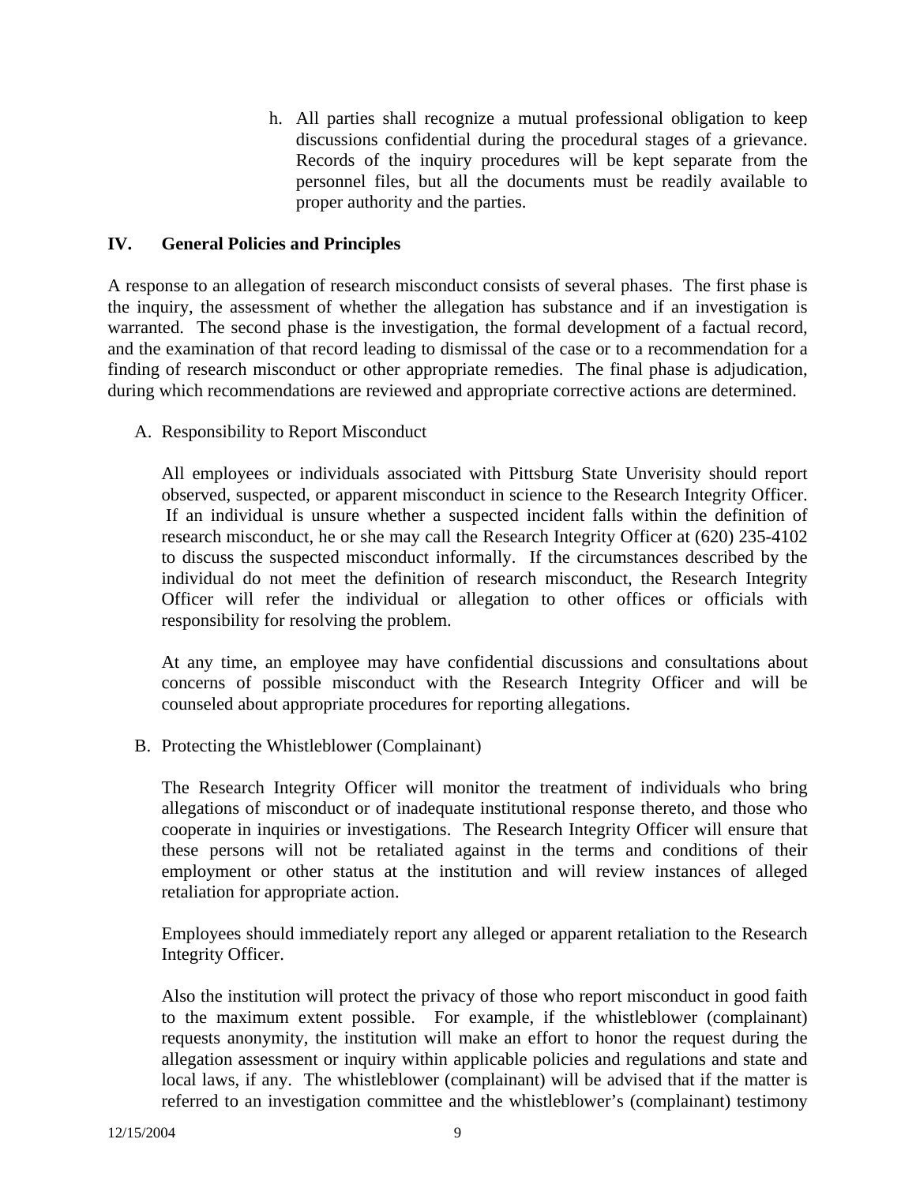h. All parties shall recognize a mutual professional obligation to keep discussions confidential during the procedural stages of a grievance. Records of the inquiry procedures will be kept separate from the personnel files, but all the documents must be readily available to proper authority and the parties.

## IV. General Policies and Principles

A response to an allegation of research misconduct consists of several phases. The first phase is the inquiry, the assessment of whether the allegation has substance and if an investigation is warranted. The second phase is the investigation, the formal development of a factual record, and the examination of that record leading to dismissal of the case or to a recommendation for a finding of research misconduct or other appropriate remedies. The final phase is adjudication, during which recommendations are reviewed and appropriate corrective actions are determined.

### A. Responsibility to Report Misconduct

All employees or individuals associated with Pittsburg State Unverisity should report observed, suspected, or apparent misconduct in science to the Research Integrity Officer. If an individual is unsure whether a suspected incident falls within the definition of research misconduct, he or she may call the Research Integrity Officer at (620) 235-4102 to discuss the suspected misconduct informally. If the circumstances described by the individual do not meet the definition of research misconduct, the Research Integrity Officer will refer the individual or allegation to other offices or officials with responsibility for resolving the problem.

At any time, an employee may have confidential discussions and consultations about concerns of possible misconduct with the Research Integrity Officer and will be counseled about appropriate procedures for reporting allegations.

### B. Protecting the Whistleblower (Complainant)

The Research Integrity Officer will monitor the treatment of individuals who bring allegations of misconduct or of inadequate institutional response thereto, and those who cooperate in inquiries or investigations. The Research Integrity Officer will ensure that these persons will not be retaliated against in the terms and conditions of their employment or other status at the institution and will review instances of alleged retaliation for appropriate action.

Employees should immediately report any alleged or apparent retaliation to the Research Integrity Officer.

Also the institution will protect the privacy of those who report misconduct in good faith to the maximum extent possible. For example, if the whistleblower (complainant) requests anonymity, the institution will make an effort to honor the request during the allegation assessment or inquiry within applicable policies and regulations and state and local laws, if any. The whistleblower (complainant) will be advised that if the matter is referred to an investigation committee and the whistleblower's (complainant) testimony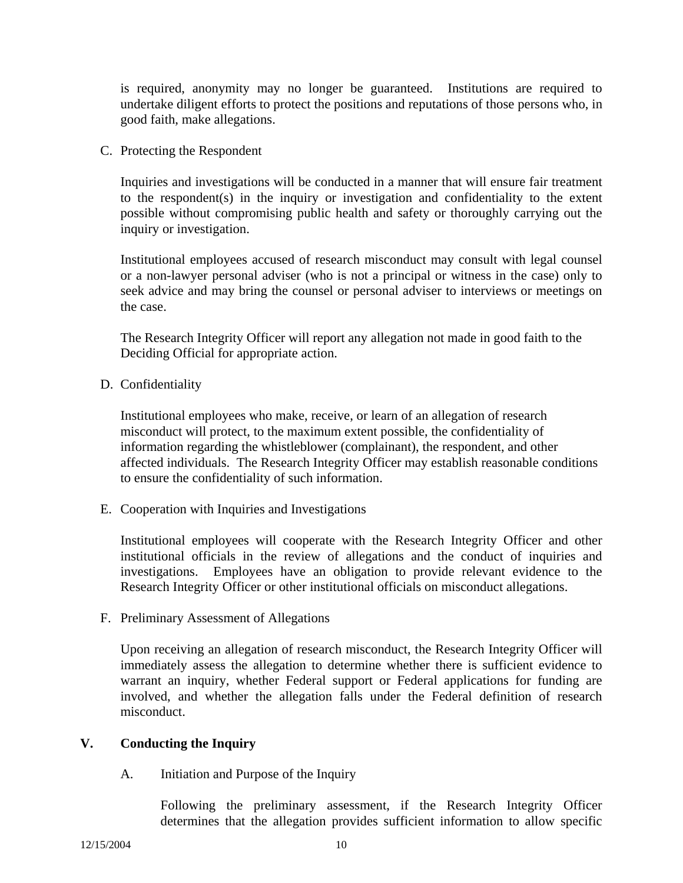is required, anonymity may no longer be guaranteed. Institutions are required to undertake diligent efforts to protect the positions and reputations of those persons who, in good faith, make allegations.

C. Protecting the Respondent

Inquiries and investigations will be conducted in a manner that will ensure fair treatment to the respondent(s) in the inquiry or investigation and confidentiality to the extent possible without compromising public health and safety or thoroughly carrying out the inquiry or investigation.

Institutional employees accused of research misconduct may consult with legal counsel or a non-lawyer personal adviser (who is not a principal or witness in the case) only to seek advice and may bring the counsel or personal adviser to interviews or meetings on the case.

The Research Integrity Officer will report any allegation not made in good faith to the Deciding Official for appropriate action.

D. Confidentiality

Institutional employees who make, receive, or learn of an allegation of research misconduct will protect, to the maximum extent possible, the confidentiality of information regarding the whistleblower (complainant), the respondent, and other affected individuals. The Research Integrity Officer may establish reasonable conditions to ensure the confidentiality of such information.

E. Cooperation with Inquiries and Investigations

Institutional employees will cooperate with the Research Integrity Officer and other institutional officials in the review of allegations and the conduct of inquiries and investigations. Employees have an obligation to provide relevant evidence to the Research Integrity Officer or other institutional officials on misconduct allegations.

F. Preliminary Assessment of Allegations

Upon receiving an allegation of research misconduct, the Research Integrity Officer will immediately assess the allegation to determine whether there is sufficient evidence to warrant an inquiry, whether Federal support or Federal applications for funding are involved, and whether the allegation falls under the Federal definition of research misconduct.

## V. Conducting the Inquiry

A. Initiation and Purpose of the Inquiry

Following the preliminary assessment, if the Research Integrity Officer determines that the allegation provides sufficient information to allow specific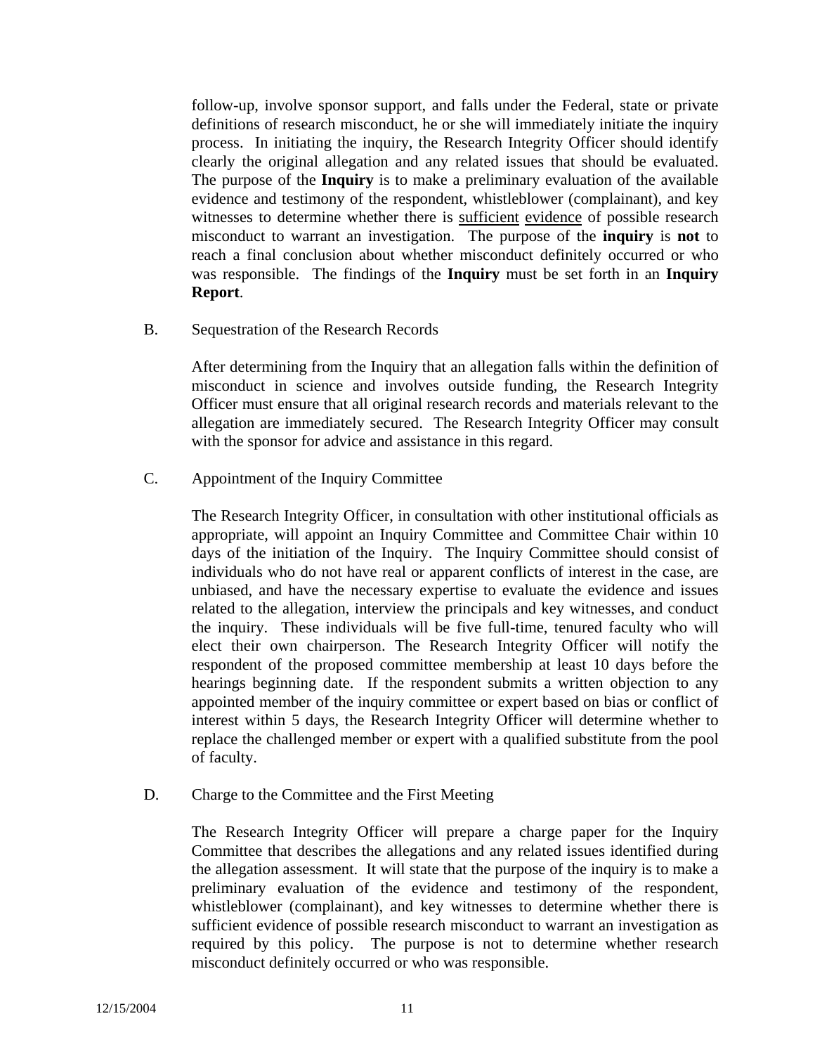follow-up, involve sponsor support, and falls under the Federal, state or private definitions of research misconduct, he or she will immediately initiate the inquiry process. In initiating the inquiry, the Research Integrity Officer should identify clearly the original allegation and any related issues that should be evaluated. The purpose of the **Inquiry** is to make a preliminary evaluation of the available evidence and testimony of the respondent, whistleblower (complainant), and key witnesses to determine whether there is <u>sufficient</u> <u>evidence</u> of possible research misconduct to warrant an investigation. The purpose of the **inquiry** is **not** to reach a final conclusion about whether misconduct definitely occurred or who was responsible. The findings of the **Inquiry** must be set forth in an **Inquiry Report**.

B. Sequestration of the Research Records

After determining from the Inquiry that an allegation falls within the definition of misconduct in science and involves outside funding, the Research Integrity Officer must ensure that all original research records and materials relevant to the allegation are immediately secured. The Research Integrity Officer may consult with the sponsor for advice and assistance in this regard.

C. Appointment of the Inquiry Committee

The Research Integrity Officer, in consultation with other institutional officials as appropriate, will appoint an Inquiry Committee and Committee Chair within 10 days of the initiation of the Inquiry. The Inquiry Committee should consist of individuals who do not have real or apparent conflicts of interest in the case, are unbiased, and have the necessary expertise to evaluate the evidence and issues related to the allegation, interview the principals and key witnesses, and conduct the inquiry. These individuals will be five full-time, tenured faculty who will elect their own chairperson. The Research Integrity Officer will notify the respondent of the proposed committee membership at least 10 days before the hearings beginning date. If the respondent submits a written objection to any appointed member of the inquiry committee or expert based on bias or conflict of interest within 5 days, the Research Integrity Officer will determine whether to replace the challenged member or expert with a qualified substitute from the pool of faculty.

D. Charge to the Committee and the First Meeting

The Research Integrity Officer will prepare a charge paper for the Inquiry Committee that describes the allegations and any related issues identified during the allegation assessment. It will state that the purpose of the inquiry is to make a preliminary evaluation of the evidence and testimony of the respondent, whistleblower (complainant), and key witnesses to determine whether there is sufficient evidence of possible research misconduct to warrant an investigation as required by this policy. The purpose is not to determine whether research misconduct definitely occurred or who was responsible.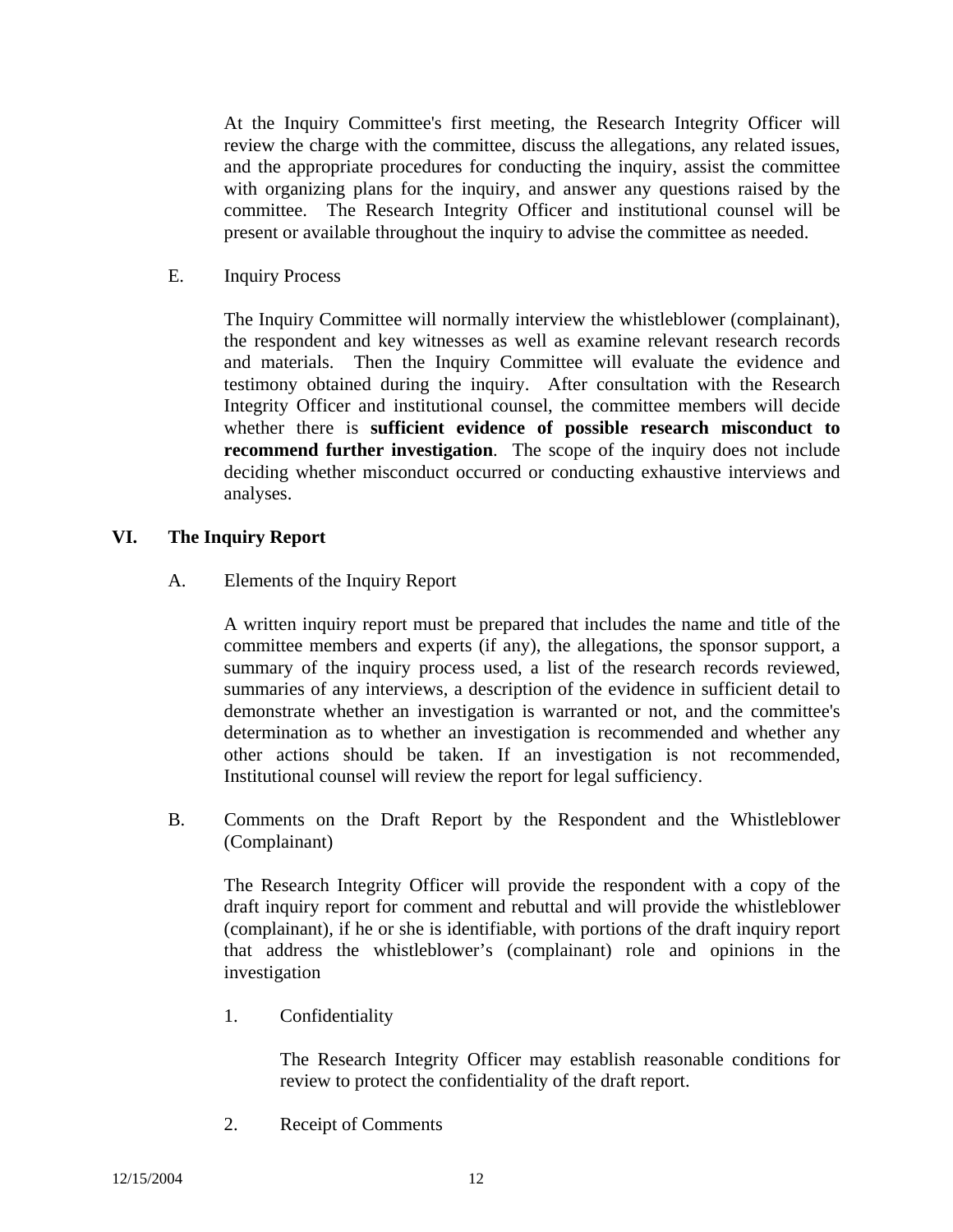At the Inquiry Committee's first meeting, the Research Integrity Officer will review the charge with the committee, discuss the allegations, any related issues, and the appropriate procedures for conducting the inquiry, assist the committee with organizing plans for the inquiry, and answer any questions raised by the committee. The Research Integrity Officer and institutional counsel will be present or available throughout the inquiry to advise the committee as needed.

E. Inquiry Process

The Inquiry Committee will normally interview the whistleblower (complainant), the respondent and key witnesses as well as examine relevant research records and materials. Then the Inquiry Committee will evaluate the evidence and testimony obtained during the inquiry. After consultation with the Research Integrity Officer and institutional counsel, the committee members will decide whether there is **sufficient evidence of possible research misconduct to recommend further investigation**. The scope of the inquiry does not include deciding whether misconduct occurred or conducting exhaustive interviews and analyses.

## VI. The Inquiry Report

A. Elements of the Inquiry Report

A written inquiry report must be prepared that includes the name and title of the committee members and experts (if any), the allegations, the sponsor support, a summary of the inquiry process used, a list of the research records reviewed, summaries of any interviews, a description of the evidence in sufficient detail to demonstrate whether an investigation is warranted or not, and the committee's determination as to whether an investigation is recommended and whether any other actions should be taken. If an investigation is not recommended, Institutional counsel will review the report for legal sufficiency.

B. Comments on the Draft Report by the Respondent and the Whistleblower (Complainant)

The Research Integrity Officer will provide the respondent with a copy of the draft inquiry report for comment and rebuttal and will provide the whistleblower (complainant), if he or she is identifiable, with portions of the draft inquiry report that address the whistleblower's (complainant) role and opinions in the investigation

1. Confidentiality

The Research Integrity Officer may establish reasonable conditions for review to protect the confidentiality of the draft report.

2. Receipt of Comments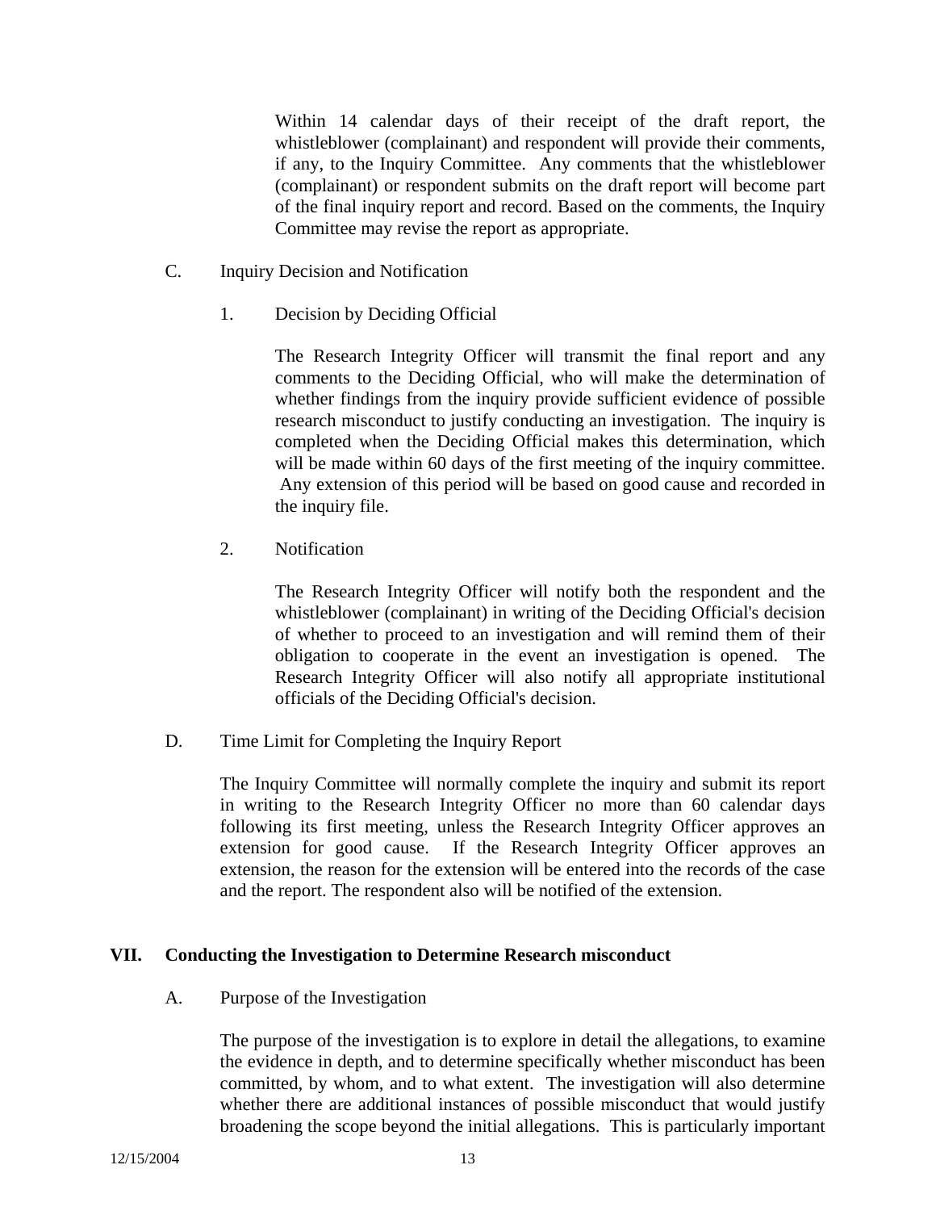Within 14 calendar days of their receipt of the draft report, the whistleblower (complainant) and respondent will provide their comments, if any, to the Inquiry Committee. Any comments that the whistleblower (complainant) or respondent submits on the draft report will become part of the final inquiry report and record. Based on the comments, the Inquiry Committee may revise the report as appropriate.

### C. Inquiry Decision and Notification

#### 1. Decision by Deciding Official

The Research Integrity Officer will transmit the final report and any comments to the Deciding Official, who will make the determination of whether findings from the inquiry provide sufficient evidence of possible research misconduct to justify conducting an investigation. The inquiry is completed when the Deciding Official makes this determination, which will be made within 60 days of the first meeting of the inquiry committee. Any extension of this period will be based on good cause and recorded in the inquiry file.

#### 2. Notification

The Research Integrity Officer will notify both the respondent and the whistleblower (complainant) in writing of the Deciding Official's decision of whether to proceed to an investigation and will remind them of their obligation to cooperate in the event an investigation is opened. The Research Integrity Officer will also notify all appropriate institutional officials of the Deciding Official's decision.

### D. Time Limit for Completing the Inquiry Report

The Inquiry Committee will normally complete the inquiry and submit its report in writing to the Research Integrity Officer no more than 60 calendar days following its first meeting, unless the Research Integrity Officer approves an extension for good cause. If the Research Integrity Officer approves an extension, the reason for the extension will be entered into the records of the case and the report. The respondent also will be notified of the extension.

## VII. Conducting the Investigation to Determine Research misconduct

### A. Purpose of the Investigation

The purpose of the investigation is to explore in detail the allegations, to examine the evidence in depth, and to determine specifically whether misconduct has been committed, by whom, and to what extent. The investigation will also determine whether there are additional instances of possible misconduct that would justify broadening the scope beyond the initial allegations. This is particularly important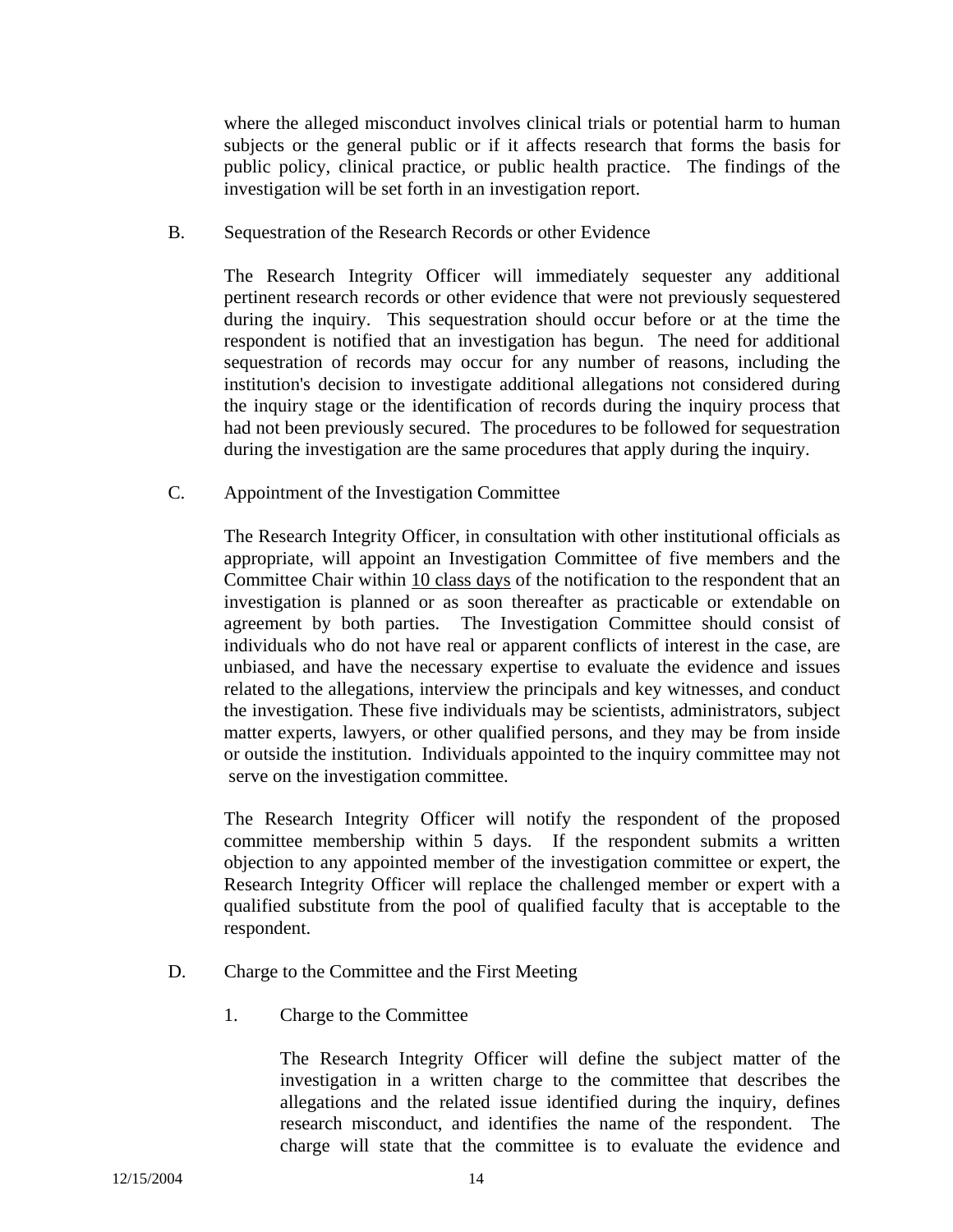where the alleged misconduct involves clinical trials or potential harm to human subjects or the general public or if it affects research that forms the basis for public policy, clinical practice, or public health practice. The findings of the investigation will be set forth in an investigation report.

B. Sequestration of the Research Records or other Evidence

The Research Integrity Officer will immediately sequester any additional pertinent research records or other evidence that were not previously sequestered during the inquiry. This sequestration should occur before or at the time the respondent is notified that an investigation has begun. The need for additional sequestration of records may occur for any number of reasons, including the institution's decision to investigate additional allegations not considered during the inquiry stage or the identification of records during the inquiry process that had not been previously secured. The procedures to be followed for sequestration during the investigation are the same procedures that apply during the inquiry.

C. Appointment of the Investigation Committee

The Research Integrity Officer, in consultation with other institutional officials as appropriate, will appoint an Investigation Committee of five members and the Committee Chair within 10 class days of the notification to the respondent that an investigation is planned or as soon thereafter as practicable or extendable on agreement by both parties. The Investigation Committee should consist of individuals who do not have real or apparent conflicts of interest in the case, are unbiased, and have the necessary expertise to evaluate the evidence and issues related to the allegations, interview the principals and key witnesses, and conduct the investigation. These five individuals may be scientists, administrators, subject matter experts, lawyers, or other qualified persons, and they may be from inside or outside the institution. Individuals appointed to the inquiry committee may not serve on the investigation committee.

The Research Integrity Officer will notify the respondent of the proposed committee membership within 5 days. If the respondent submits a written objection to any appointed member of the investigation committee or expert, the Research Integrity Officer will replace the challenged member or expert with a qualified substitute from the pool of qualified faculty that is acceptable to the respondent.

D. Charge to the Committee and the First Meeting

1. Charge to the Committee

The Research Integrity Officer will define the subject matter of the investigation in a written charge to the committee that describes the allegations and the related issue identified during the inquiry, defines research misconduct, and identifies the name of the respondent. The charge will state that the committee is to evaluate the evidence and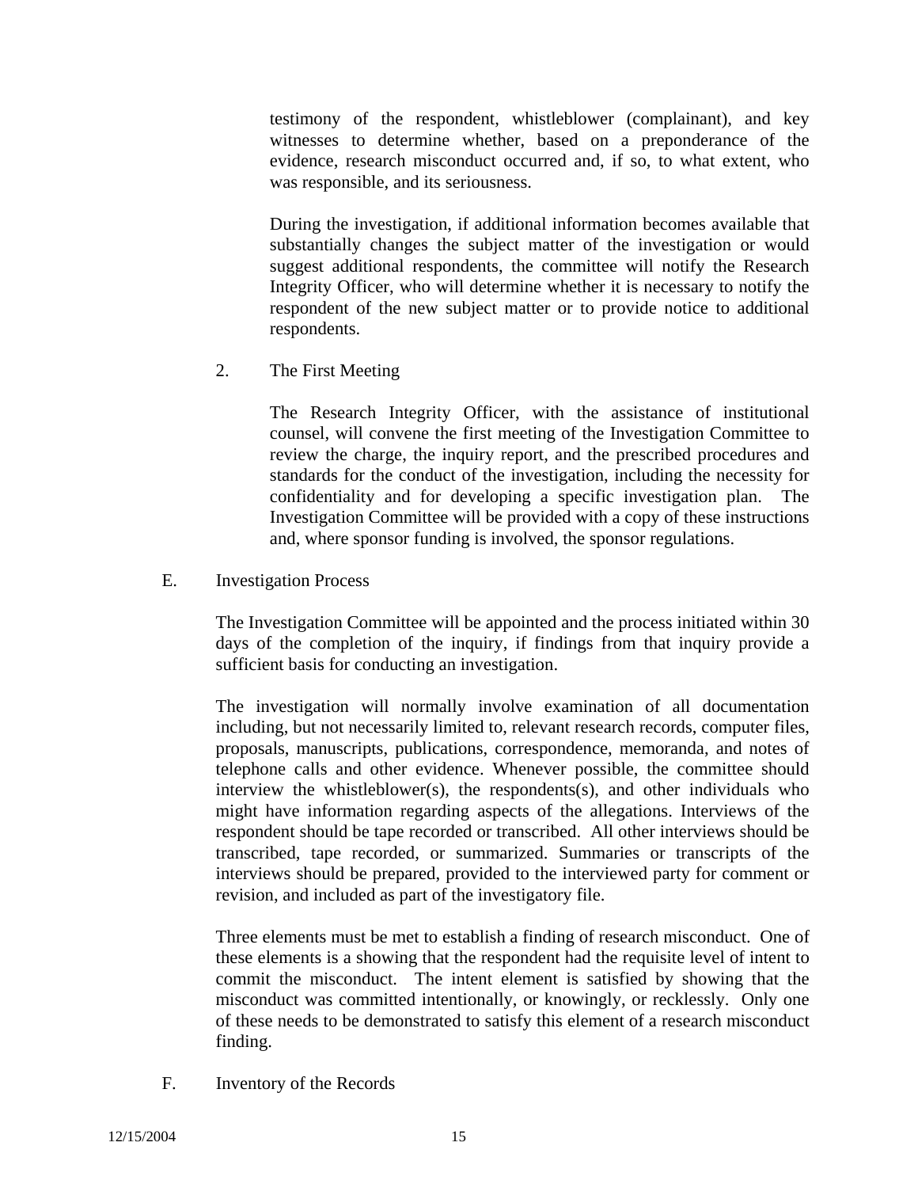testimony of the respondent, whistleblower (complainant), and key witnesses to determine whether, based on a preponderance of the evidence, research misconduct occurred and, if so, to what extent, who was responsible, and its seriousness.

During the investigation, if additional information becomes available that substantially changes the subject matter of the investigation or would suggest additional respondents, the committee will notify the Research Integrity Officer, who will determine whether it is necessary to notify the respondent of the new subject matter or to provide notice to additional respondents.

2. The First Meeting

The Research Integrity Officer, with the assistance of institutional counsel, will convene the first meeting of the Investigation Committee to review the charge, the inquiry report, and the prescribed procedures and standards for the conduct of the investigation, including the necessity for confidentiality and for developing a specific investigation plan. The Investigation Committee will be provided with a copy of these instructions and, where sponsor funding is involved, the sponsor regulations.

E. Investigation Process

The Investigation Committee will be appointed and the process initiated within 30 days of the completion of the inquiry, if findings from that inquiry provide a sufficient basis for conducting an investigation.

The investigation will normally involve examination of all documentation including, but not necessarily limited to, relevant research records, computer files, proposals, manuscripts, publications, correspondence, memoranda, and notes of telephone calls and other evidence. Whenever possible, the committee should interview the whistleblower(s), the respondents(s), and other individuals who might have information regarding aspects of the allegations. Interviews of the respondent should be tape recorded or transcribed. All other interviews should be transcribed, tape recorded, or summarized. Summaries or transcripts of the interviews should be prepared, provided to the interviewed party for comment or revision, and included as part of the investigatory file.

Three elements must be met to establish a finding of research misconduct. One of these elements is a showing that the respondent had the requisite level of intent to commit the misconduct. The intent element is satisfied by showing that the misconduct was committed intentionally, or knowingly, or recklessly. Only one of these needs to be demonstrated to satisfy this element of a research misconduct finding.

F. Inventory of the Records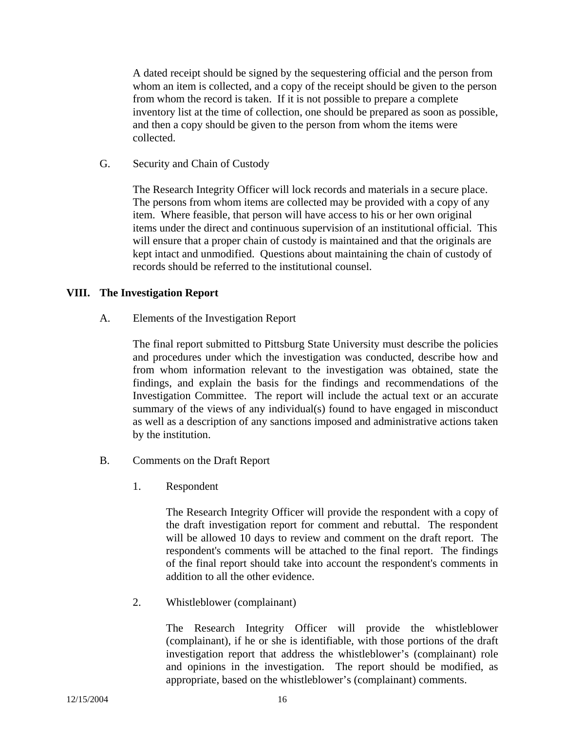A dated receipt should be signed by the sequestering official and the person from whom an item is collected, and a copy of the receipt should be given to the person from whom the record is taken. If it is not possible to prepare a complete inventory list at the time of collection, one should be prepared as soon as possible, and then a copy should be given to the person from whom the items were collected.

G. Security and Chain of Custody

The Research Integrity Officer will lock records and materials in a secure place. The persons from whom items are collected may be provided with a copy of any item. Where feasible, that person will have access to his or her own original items under the direct and continuous supervision of an institutional official. This will ensure that a proper chain of custody is maintained and that the originals are kept intact and unmodified. Questions about maintaining the chain of custody of records should be referred to the institutional counsel.

## VIII. The Investigation Report

A. Elements of the Investigation Report

The final report submitted to Pittsburg State University must describe the policies and procedures under which the investigation was conducted, describe how and from whom information relevant to the investigation was obtained, state the findings, and explain the basis for the findings and recommendations of the Investigation Committee. The report will include the actual text or an accurate summary of the views of any individual(s) found to have engaged in misconduct as well as a description of any sanctions imposed and administrative actions taken by the institution.

B. Comments on the Draft Report

1. Respondent

The Research Integrity Officer will provide the respondent with a copy of the draft investigation report for comment and rebuttal. The respondent will be allowed 10 days to review and comment on the draft report. The respondent's comments will be attached to the final report. The findings of the final report should take into account the respondent's comments in addition to all the other evidence.

2. Whistleblower (complainant)

The Research Integrity Officer will provide the whistleblower (complainant), if he or she is identifiable, with those portions of the draft investigation report that address the whistleblower’s (complainant) role and opinions in the investigation. The report should be modified, as appropriate, based on the whistleblower’s (complainant) comments.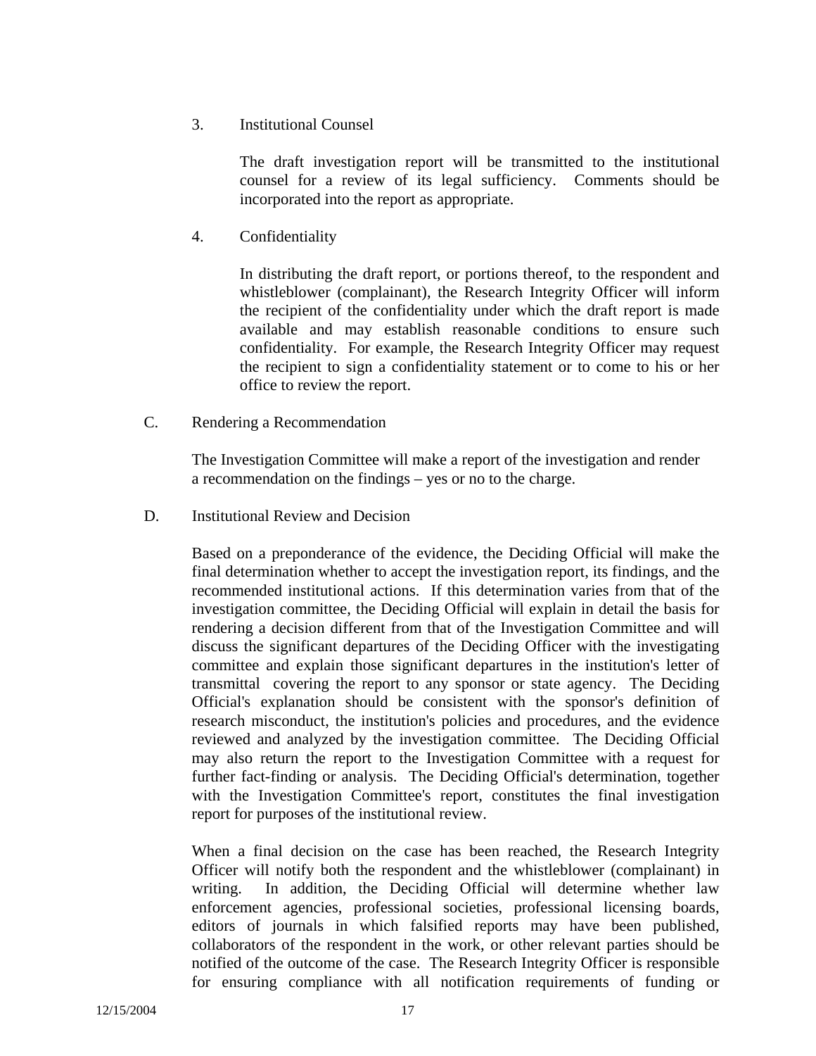3. Institutional Counsel

The draft investigation report will be transmitted to the institutional counsel for a review of its legal sufficiency. Comments should be incorporated into the report as appropriate.

4. Confidentiality

In distributing the draft report, or portions thereof, to the respondent and whistleblower (complainant), the Research Integrity Officer will inform the recipient of the confidentiality under which the draft report is made available and may establish reasonable conditions to ensure such confidentiality. For example, the Research Integrity Officer may request the recipient to sign a confidentiality statement or to come to his or her office to review the report.

C. Rendering a Recommendation

The Investigation Committee will make a report of the investigation and render a recommendation on the findings – yes or no to the charge.

D. Institutional Review and Decision

Based on a preponderance of the evidence, the Deciding Official will make the final determination whether to accept the investigation report, its findings, and the recommended institutional actions. If this determination varies from that of the investigation committee, the Deciding Official will explain in detail the basis for rendering a decision different from that of the Investigation Committee and will discuss the significant departures of the Deciding Officer with the investigating committee and explain those significant departures in the institution's letter of transmittal covering the report to any sponsor or state agency. The Deciding Official's explanation should be consistent with the sponsor's definition of research misconduct, the institution's policies and procedures, and the evidence reviewed and analyzed by the investigation committee. The Deciding Official may also return the report to the Investigation Committee with a request for further fact-finding or analysis. The Deciding Official's determination, together with the Investigation Committee's report, constitutes the final investigation report for purposes of the institutional review.

When a final decision on the case has been reached, the Research Integrity Officer will notify both the respondent and the whistleblower (complainant) in writing. In addition, the Deciding Official will determine whether law enforcement agencies, professional societies, professional licensing boards, editors of journals in which falsified reports may have been published, collaborators of the respondent in the work, or other relevant parties should be notified of the outcome of the case. The Research Integrity Officer is responsible for ensuring compliance with all notification requirements of funding or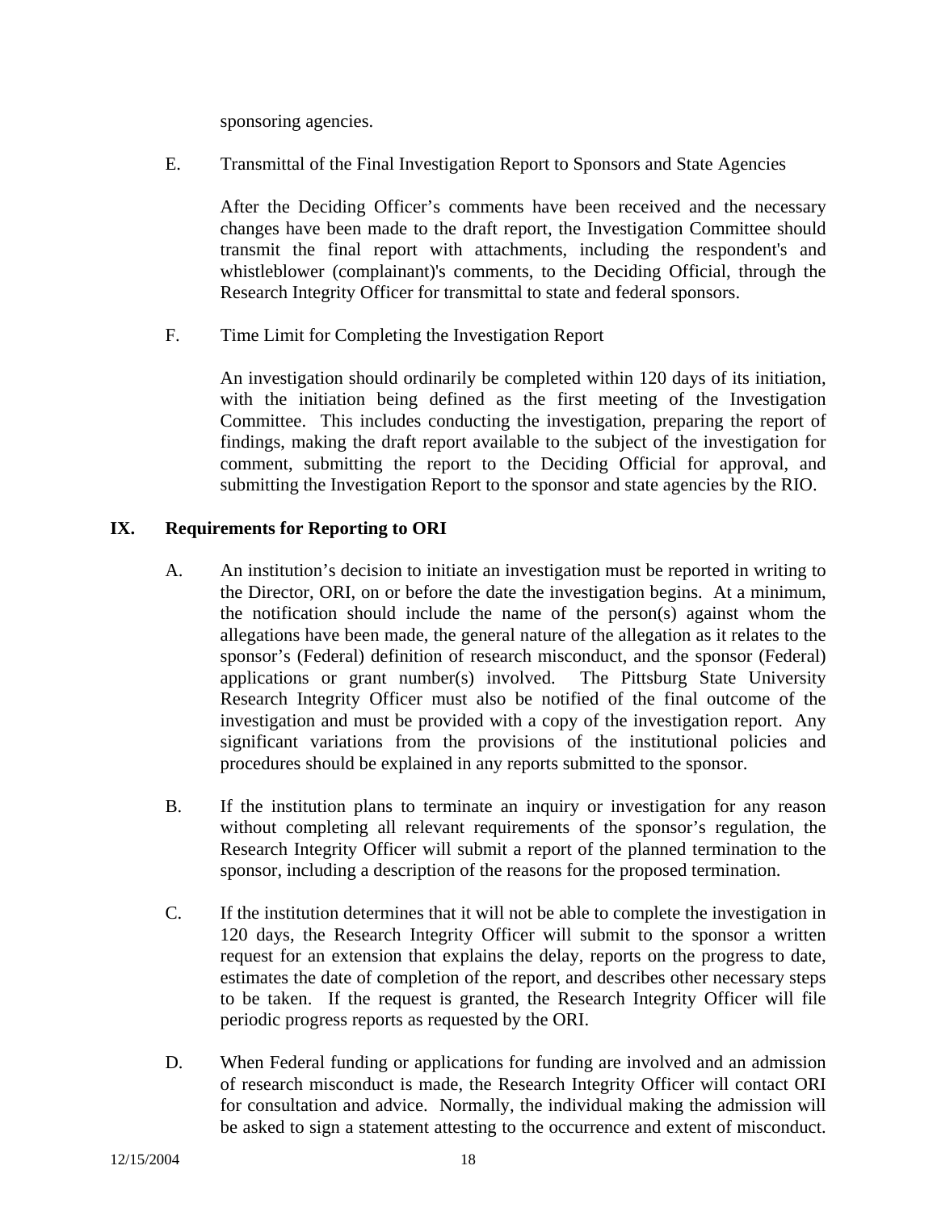sponsoring agencies.

E. Transmittal of the Final Investigation Report to Sponsors and State Agencies

After the Deciding Officer's comments have been received and the necessary changes have been made to the draft report, the Investigation Committee should transmit the final report with attachments, including the respondent's and whistleblower (complainant)'s comments, to the Deciding Official, through the Research Integrity Officer for transmittal to state and federal sponsors.

F. Time Limit for Completing the Investigation Report

An investigation should ordinarily be completed within 120 days of its initiation, with the initiation being defined as the first meeting of the Investigation Committee. This includes conducting the investigation, preparing the report of findings, making the draft report available to the subject of the investigation for comment, submitting the report to the Deciding Official for approval, and submitting the Investigation Report to the sponsor and state agencies by the RIO.

## IX. Requirements for Reporting to ORI

A. An institution's decision to initiate an investigation must be reported in writing to the Director, ORI, on or before the date the investigation begins. At a minimum, the notification should include the name of the person(s) against whom the allegations have been made, the general nature of the allegation as it relates to the sponsor's (Federal) definition of research misconduct, and the sponsor (Federal) applications or grant number(s) involved. The Pittsburg State University Research Integrity Officer must also be notified of the final outcome of the investigation and must be provided with a copy of the investigation report. Any significant variations from the provisions of the institutional policies and procedures should be explained in any reports submitted to the sponsor.

B. If the institution plans to terminate an inquiry or investigation for any reason without completing all relevant requirements of the sponsor's regulation, the Research Integrity Officer will submit a report of the planned termination to the sponsor, including a description of the reasons for the proposed termination.

C. If the institution determines that it will not be able to complete the investigation in 120 days, the Research Integrity Officer will submit to the sponsor a written request for an extension that explains the delay, reports on the progress to date, estimates the date of completion of the report, and describes other necessary steps to be taken. If the request is granted, the Research Integrity Officer will file periodic progress reports as requested by the ORI.

D. When Federal funding or applications for funding are involved and an admission of research misconduct is made, the Research Integrity Officer will contact ORI for consultation and advice. Normally, the individual making the admission will be asked to sign a statement attesting to the occurrence and extent of misconduct.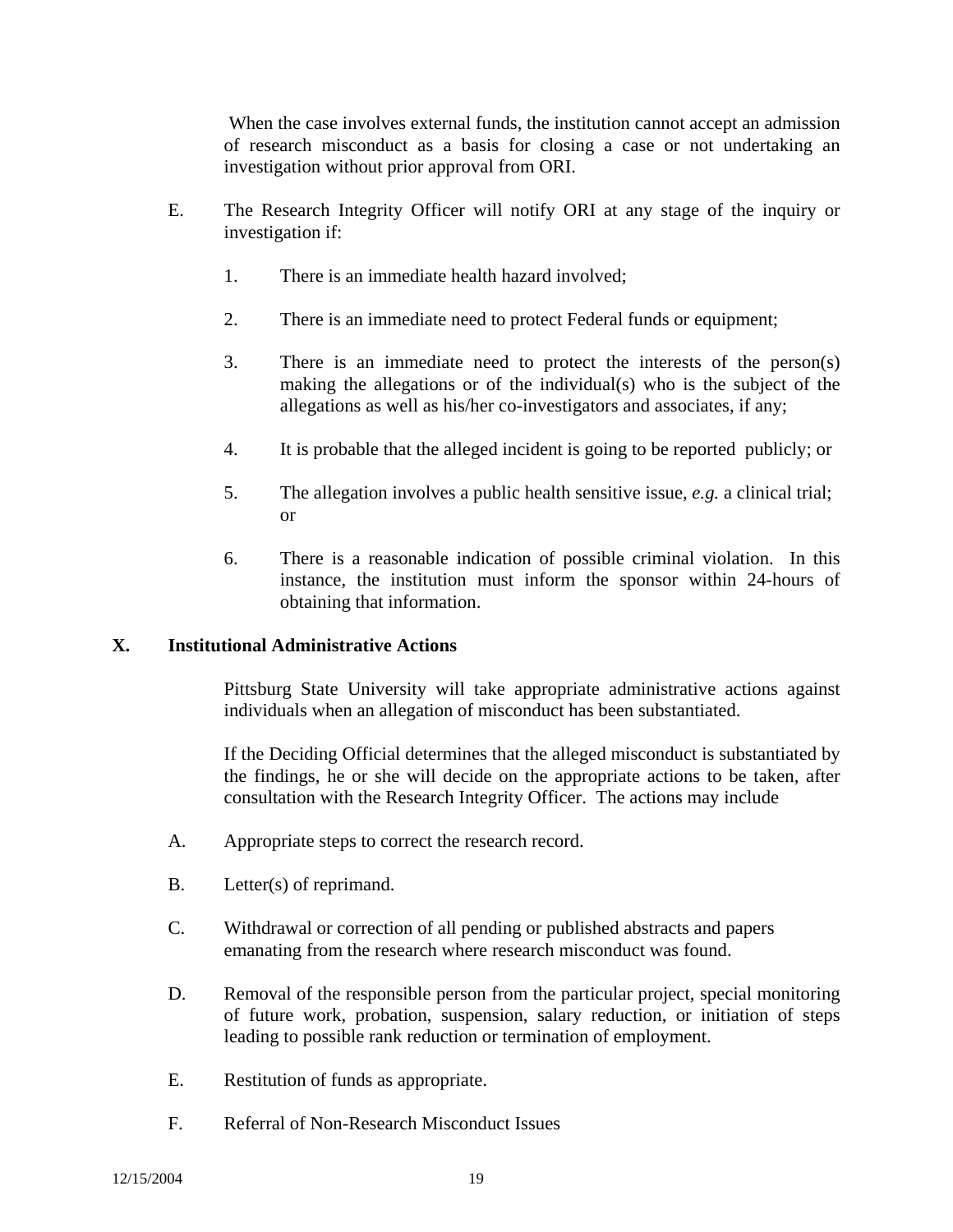When the case involves external funds, the institution cannot accept an admission of research misconduct as a basis for closing a case or not undertaking an investigation without prior approval from ORI.

E. The Research Integrity Officer will notify ORI at any stage of the inquiry or investigation if:

1. There is an immediate health hazard involved;

2. There is an immediate need to protect Federal funds or equipment;

3. There is an immediate need to protect the interests of the person(s) making the allegations or of the individual(s) who is the subject of the allegations as well as his/her co-investigators and associates, if any;

4. It is probable that the alleged incident is going to be reported publicly; or

5. The allegation involves a public health sensitive issue, *e.g.* a clinical trial; or

6. There is a reasonable indication of possible criminal violation. In this instance, the institution must inform the sponsor within 24-hours of obtaining that information.

## X. Institutional Administrative Actions

Pittsburg State University will take appropriate administrative actions against individuals when an allegation of misconduct has been substantiated.

If the Deciding Official determines that the alleged misconduct is substantiated by the findings, he or she will decide on the appropriate actions to be taken, after consultation with the Research Integrity Officer. The actions may include

A. Appropriate steps to correct the research record.

B. Letter(s) of reprimand.

C. Withdrawal or correction of all pending or published abstracts and papers emanating from the research where research misconduct was found.

D. Removal of the responsible person from the particular project, special monitoring of future work, probation, suspension, salary reduction, or initiation of steps leading to possible rank reduction or termination of employment.

E. Restitution of funds as appropriate.

F. Referral of Non-Research Misconduct Issues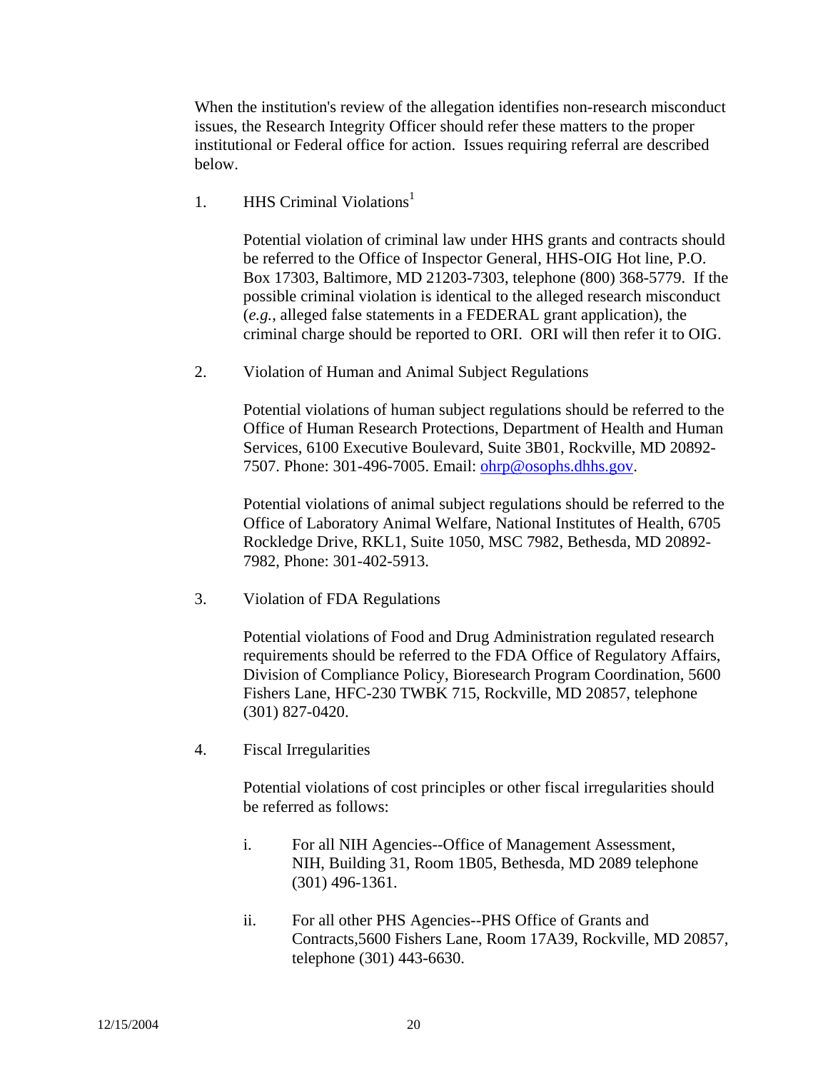When the institution's review of the allegation identifies non-research misconduct issues, the Research Integrity Officer should refer these matters to the proper institutional or Federal office for action. Issues requiring referral are described below.

1. HHS Criminal Violations[1]

   Potential violation of criminal law under HHS grants and contracts should be referred to the Office of Inspector General, HHS-OIG Hot line, P.O. Box 17303, Baltimore, MD 21203-7303, telephone (800) 368-5779. If the possible criminal violation is identical to the alleged research misconduct (*e.g.*, alleged false statements in a FEDERAL grant application), the criminal charge should be reported to ORI. ORI will then refer it to OIG.

2. Violation of Human and Animal Subject Regulations

   Potential violations of human subject regulations should be referred to the Office of Human Research Protections, Department of Health and Human Services, 6100 Executive Boulevard, Suite 3B01, Rockville, MD 20892-7507. Phone: 301-496-7005. Email: ohrp@osophs.dhhs.gov.

   Potential violations of animal subject regulations should be referred to the Office of Laboratory Animal Welfare, National Institutes of Health, 6705 Rockledge Drive, RKL1, Suite 1050, MSC 7982, Bethesda, MD 20892-7982, Phone: 301-402-5913.

3. Violation of FDA Regulations

   Potential violations of Food and Drug Administration regulated research requirements should be referred to the FDA Office of Regulatory Affairs, Division of Compliance Policy, Bioresearch Program Coordination, 5600 Fishers Lane, HFC-230 TWBK 715, Rockville, MD 20857, telephone (301) 827-0420.

4. Fiscal Irregularities

   Potential violations of cost principles or other fiscal irregularities should be referred as follows:

   i. For all NIH Agencies--Office of Management Assessment, NIH, Building 31, Room 1B05, Bethesda, MD 2089 telephone (301) 496-1361.

   ii. For all other PHS Agencies--PHS Office of Grants and Contracts,5600 Fishers Lane, Room 17A39, Rockville, MD 20857, telephone (301) 443-6630.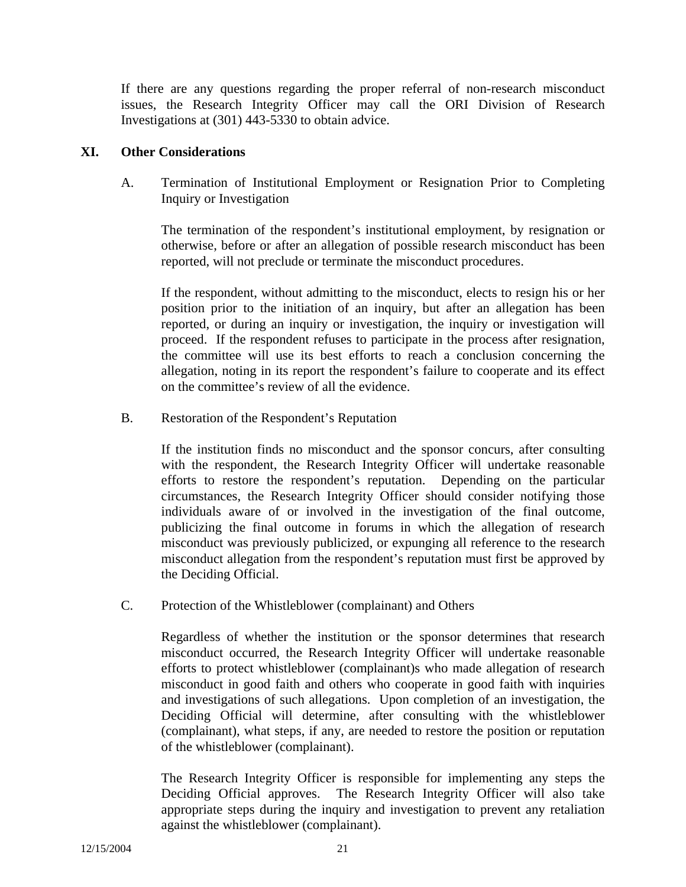If there are any questions regarding the proper referral of non-research misconduct issues, the Research Integrity Officer may call the ORI Division of Research Investigations at (301) 443-5330 to obtain advice.

## XI. Other Considerations

### A. Termination of Institutional Employment or Resignation Prior to Completing Inquiry or Investigation

The termination of the respondent's institutional employment, by resignation or otherwise, before or after an allegation of possible research misconduct has been reported, will not preclude or terminate the misconduct procedures.

If the respondent, without admitting to the misconduct, elects to resign his or her position prior to the initiation of an inquiry, but after an allegation has been reported, or during an inquiry or investigation, the inquiry or investigation will proceed. If the respondent refuses to participate in the process after resignation, the committee will use its best efforts to reach a conclusion concerning the allegation, noting in its report the respondent's failure to cooperate and its effect on the committee's review of all the evidence.

### B. Restoration of the Respondent's Reputation

If the institution finds no misconduct and the sponsor concurs, after consulting with the respondent, the Research Integrity Officer will undertake reasonable efforts to restore the respondent's reputation. Depending on the particular circumstances, the Research Integrity Officer should consider notifying those individuals aware of or involved in the investigation of the final outcome, publicizing the final outcome in forums in which the allegation of research misconduct was previously publicized, or expunging all reference to the research misconduct allegation from the respondent's reputation must first be approved by the Deciding Official.

### C. Protection of the Whistleblower (complainant) and Others

Regardless of whether the institution or the sponsor determines that research misconduct occurred, the Research Integrity Officer will undertake reasonable efforts to protect whistleblower (complainant)s who made allegation of research misconduct in good faith and others who cooperate in good faith with inquiries and investigations of such allegations. Upon completion of an investigation, the Deciding Official will determine, after consulting with the whistleblower (complainant), what steps, if any, are needed to restore the position or reputation of the whistleblower (complainant).

The Research Integrity Officer is responsible for implementing any steps the Deciding Official approves. The Research Integrity Officer will also take appropriate steps during the inquiry and investigation to prevent any retaliation against the whistleblower (complainant).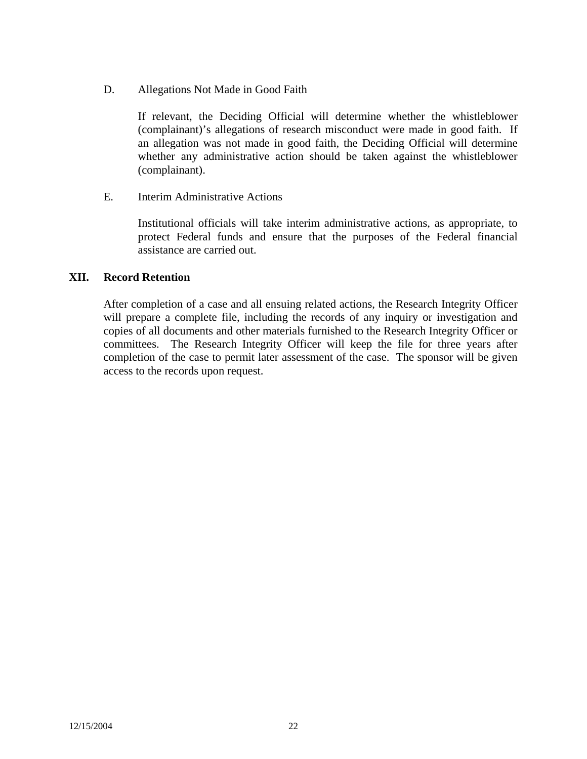D. Allegations Not Made in Good Faith

If relevant, the Deciding Official will determine whether the whistleblower (complainant)'s allegations of research misconduct were made in good faith. If an allegation was not made in good faith, the Deciding Official will determine whether any administrative action should be taken against the whistleblower (complainant).

E. Interim Administrative Actions

Institutional officials will take interim administrative actions, as appropriate, to protect Federal funds and ensure that the purposes of the Federal financial assistance are carried out.

## XII. Record Retention

After completion of a case and all ensuing related actions, the Research Integrity Officer will prepare a complete file, including the records of any inquiry or investigation and copies of all documents and other materials furnished to the Research Integrity Officer or committees. The Research Integrity Officer will keep the file for three years after completion of the case to permit later assessment of the case. The sponsor will be given access to the records upon request.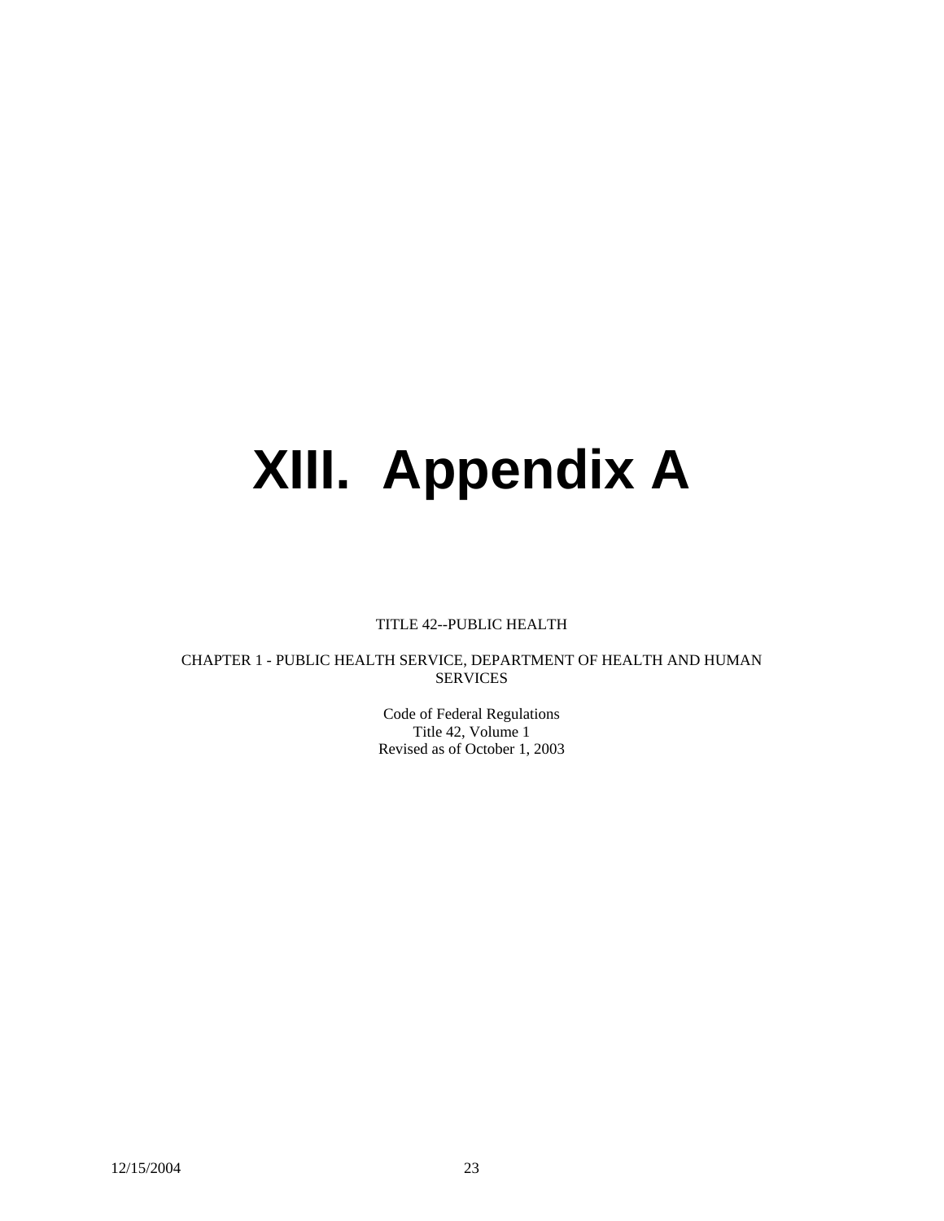# XIII. Appendix A

TITLE 42--PUBLIC HEALTH

CHAPTER 1 - PUBLIC HEALTH SERVICE, DEPARTMENT OF HEALTH AND HUMAN SERVICES

Code of Federal Regulations  
Title 42, Volume 1  
Revised as of October 1, 2003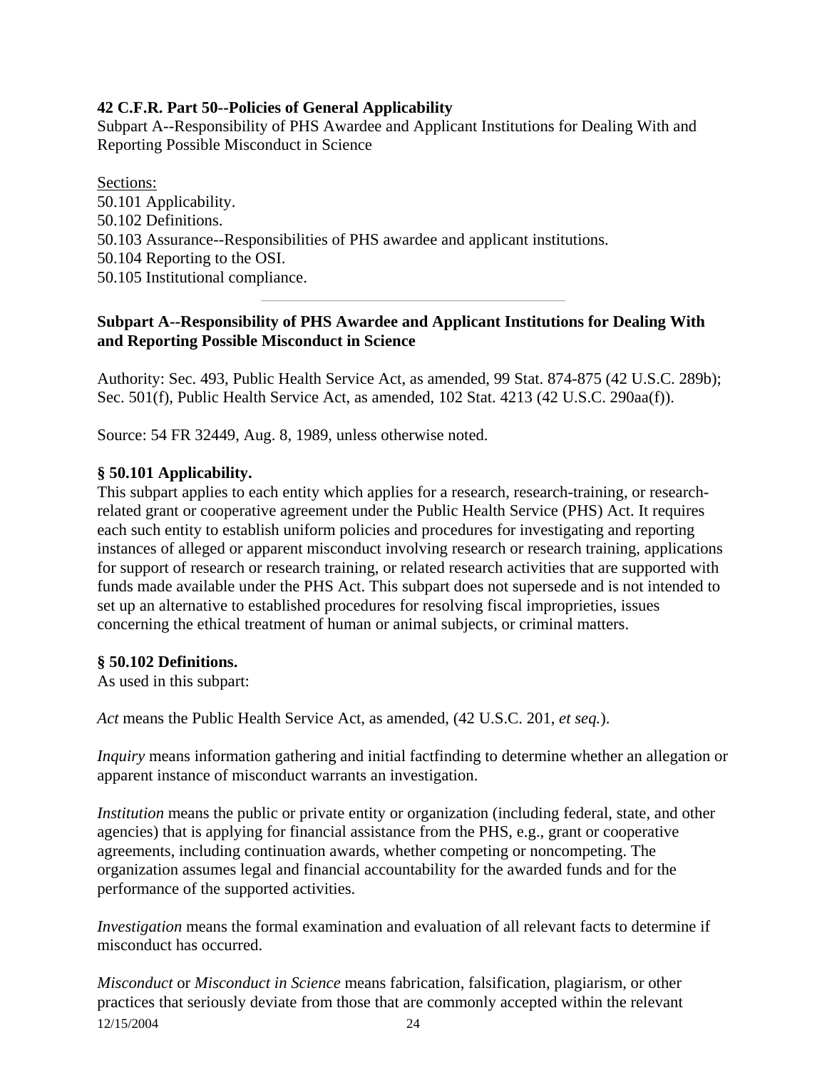**42 C.F.R. Part 50--Policies of General Applicability**
Subpart A--Responsibility of PHS Awardee and Applicant Institutions for Dealing With and Reporting Possible Misconduct in Science

Sections:
50.101 Applicability.
50.102 Definitions.
50.103 Assurance--Responsibilities of PHS awardee and applicant institutions.
50.104 Reporting to the OSI.
50.105 Institutional compliance.

---

**Subpart A--Responsibility of PHS Awardee and Applicant Institutions for Dealing With and Reporting Possible Misconduct in Science**

Authority: Sec. 493, Public Health Service Act, as amended, 99 Stat. 874-875 (42 U.S.C. 289b); Sec. 501(f), Public Health Service Act, as amended, 102 Stat. 4213 (42 U.S.C. 290aa(f)).

Source: 54 FR 32449, Aug. 8, 1989, unless otherwise noted.

**§ 50.101 Applicability.**
This subpart applies to each entity which applies for a research, research-training, or research-related grant or cooperative agreement under the Public Health Service (PHS) Act. It requires each such entity to establish uniform policies and procedures for investigating and reporting instances of alleged or apparent misconduct involving research or research training, applications for support of research or research training, or related research activities that are supported with funds made available under the PHS Act. This subpart does not supersede and is not intended to set up an alternative to established procedures for resolving fiscal improprieties, issues concerning the ethical treatment of human or animal subjects, or criminal matters.

**§ 50.102 Definitions.**
As used in this subpart:

*Act* means the Public Health Service Act, as amended, (42 U.S.C. 201, *et seq.*).

*Inquiry* means information gathering and initial factfinding to determine whether an allegation or apparent instance of misconduct warrants an investigation.

*Institution* means the public or private entity or organization (including federal, state, and other agencies) that is applying for financial assistance from the PHS, e.g., grant or cooperative agreements, including continuation awards, whether competing or noncompeting. The organization assumes legal and financial accountability for the awarded funds and for the performance of the supported activities.

*Investigation* means the formal examination and evaluation of all relevant facts to determine if misconduct has occurred.

*Misconduct* or *Misconduct in Science* means fabrication, falsification, plagiarism, or other practices that seriously deviate from those that are commonly accepted within the relevant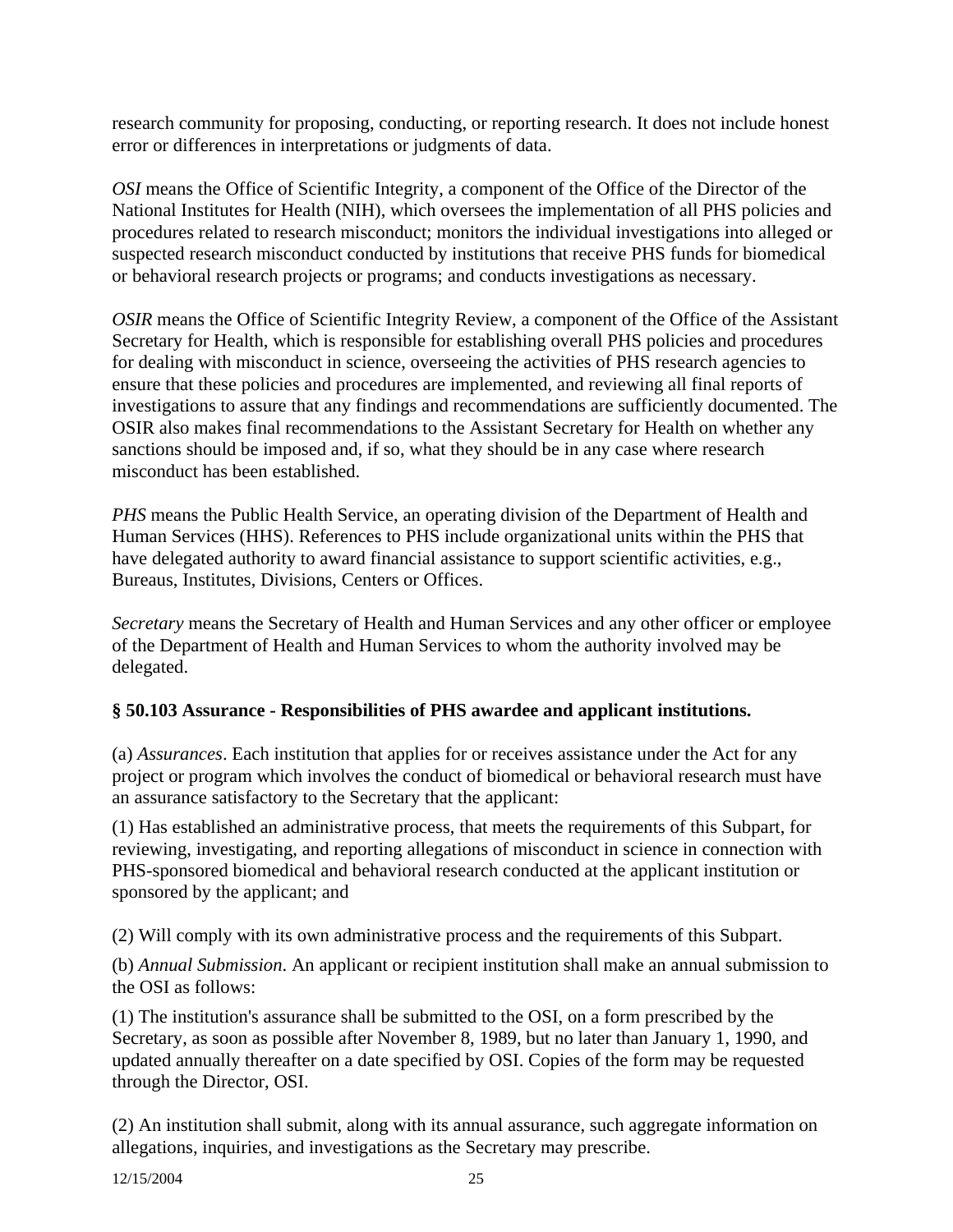research community for proposing, conducting, or reporting research. It does not include honest error or differences in interpretations or judgments of data.

*OSI* means the Office of Scientific Integrity, a component of the Office of the Director of the National Institutes for Health (NIH), which oversees the implementation of all PHS policies and procedures related to research misconduct; monitors the individual investigations into alleged or suspected research misconduct conducted by institutions that receive PHS funds for biomedical or behavioral research projects or programs; and conducts investigations as necessary.

*OSIR* means the Office of Scientific Integrity Review, a component of the Office of the Assistant Secretary for Health, which is responsible for establishing overall PHS policies and procedures for dealing with misconduct in science, overseeing the activities of PHS research agencies to ensure that these policies and procedures are implemented, and reviewing all final reports of investigations to assure that any findings and recommendations are sufficiently documented. The OSIR also makes final recommendations to the Assistant Secretary for Health on whether any sanctions should be imposed and, if so, what they should be in any case where research misconduct has been established.

*PHS* means the Public Health Service, an operating division of the Department of Health and Human Services (HHS). References to PHS include organizational units within the PHS that have delegated authority to award financial assistance to support scientific activities, e.g., Bureaus, Institutes, Divisions, Centers or Offices.

*Secretary* means the Secretary of Health and Human Services and any other officer or employee of the Department of Health and Human Services to whom the authority involved may be delegated.

**§ 50.103 Assurance - Responsibilities of PHS awardee and applicant institutions.**

(a) *Assurances*. Each institution that applies for or receives assistance under the Act for any project or program which involves the conduct of biomedical or behavioral research must have an assurance satisfactory to the Secretary that the applicant:

(1) Has established an administrative process, that meets the requirements of this Subpart, for reviewing, investigating, and reporting allegations of misconduct in science in connection with PHS-sponsored biomedical and behavioral research conducted at the applicant institution or sponsored by the applicant; and

(2) Will comply with its own administrative process and the requirements of this Subpart.

(b) *Annual Submission*. An applicant or recipient institution shall make an annual submission to the OSI as follows:

(1) The institution's assurance shall be submitted to the OSI, on a form prescribed by the Secretary, as soon as possible after November 8, 1989, but no later than January 1, 1990, and updated annually thereafter on a date specified by OSI. Copies of the form may be requested through the Director, OSI.

(2) An institution shall submit, along with its annual assurance, such aggregate information on allegations, inquiries, and investigations as the Secretary may prescribe.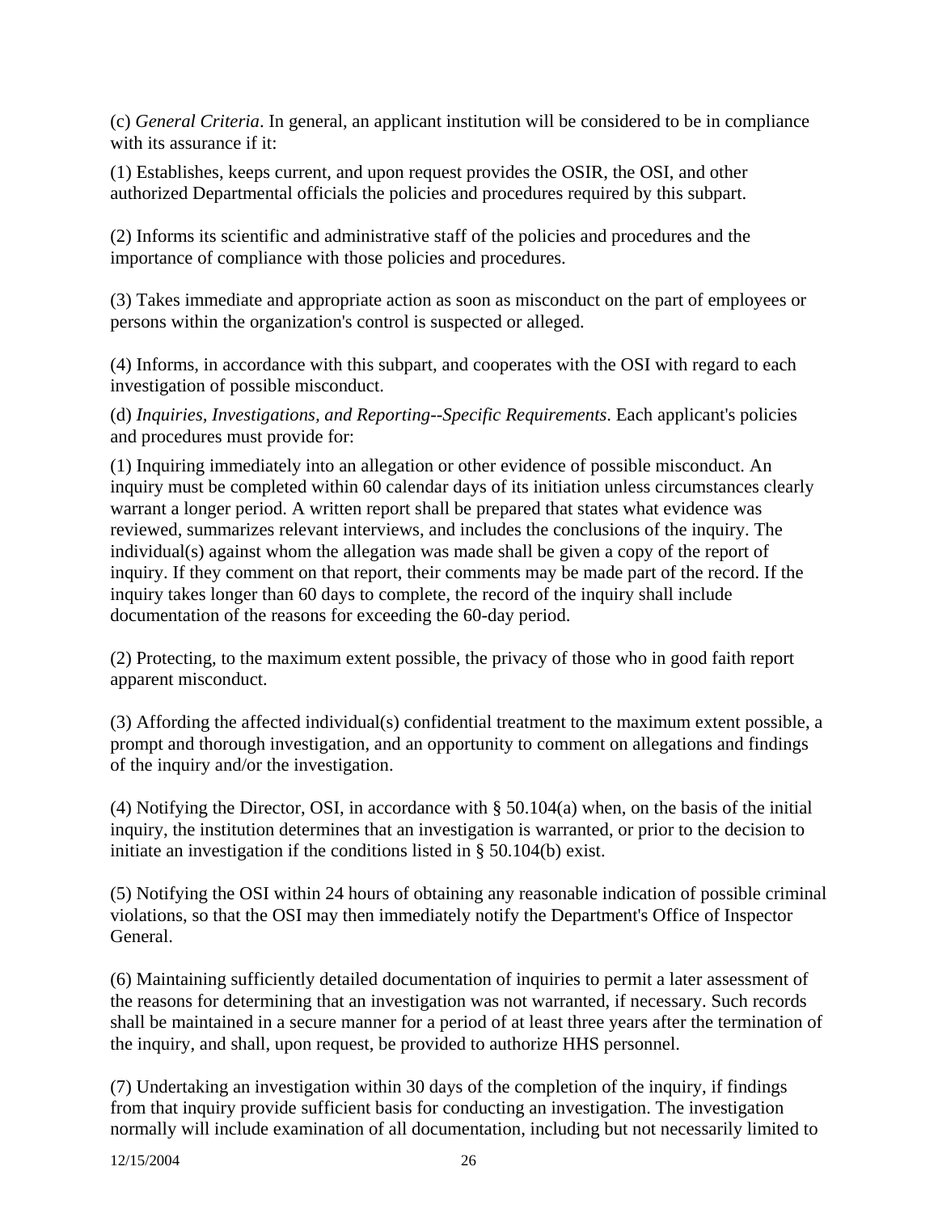(c) *General Criteria*. In general, an applicant institution will be considered to be in compliance with its assurance if it:

(1) Establishes, keeps current, and upon request provides the OSIR, the OSI, and other authorized Departmental officials the policies and procedures required by this subpart.

(2) Informs its scientific and administrative staff of the policies and procedures and the importance of compliance with those policies and procedures.

(3) Takes immediate and appropriate action as soon as misconduct on the part of employees or persons within the organization's control is suspected or alleged.

(4) Informs, in accordance with this subpart, and cooperates with the OSI with regard to each investigation of possible misconduct.

(d) *Inquiries, Investigations, and Reporting--Specific Requirements*. Each applicant's policies and procedures must provide for:

(1) Inquiring immediately into an allegation or other evidence of possible misconduct. An inquiry must be completed within 60 calendar days of its initiation unless circumstances clearly warrant a longer period. A written report shall be prepared that states what evidence was reviewed, summarizes relevant interviews, and includes the conclusions of the inquiry. The individual(s) against whom the allegation was made shall be given a copy of the report of inquiry. If they comment on that report, their comments may be made part of the record. If the inquiry takes longer than 60 days to complete, the record of the inquiry shall include documentation of the reasons for exceeding the 60-day period.

(2) Protecting, to the maximum extent possible, the privacy of those who in good faith report apparent misconduct.

(3) Affording the affected individual(s) confidential treatment to the maximum extent possible, a prompt and thorough investigation, and an opportunity to comment on allegations and findings of the inquiry and/or the investigation.

(4) Notifying the Director, OSI, in accordance with § 50.104(a) when, on the basis of the initial inquiry, the institution determines that an investigation is warranted, or prior to the decision to initiate an investigation if the conditions listed in § 50.104(b) exist.

(5) Notifying the OSI within 24 hours of obtaining any reasonable indication of possible criminal violations, so that the OSI may then immediately notify the Department's Office of Inspector General.

(6) Maintaining sufficiently detailed documentation of inquiries to permit a later assessment of the reasons for determining that an investigation was not warranted, if necessary. Such records shall be maintained in a secure manner for a period of at least three years after the termination of the inquiry, and shall, upon request, be provided to authorize HHS personnel.

(7) Undertaking an investigation within 30 days of the completion of the inquiry, if findings from that inquiry provide sufficient basis for conducting an investigation. The investigation normally will include examination of all documentation, including but not necessarily limited to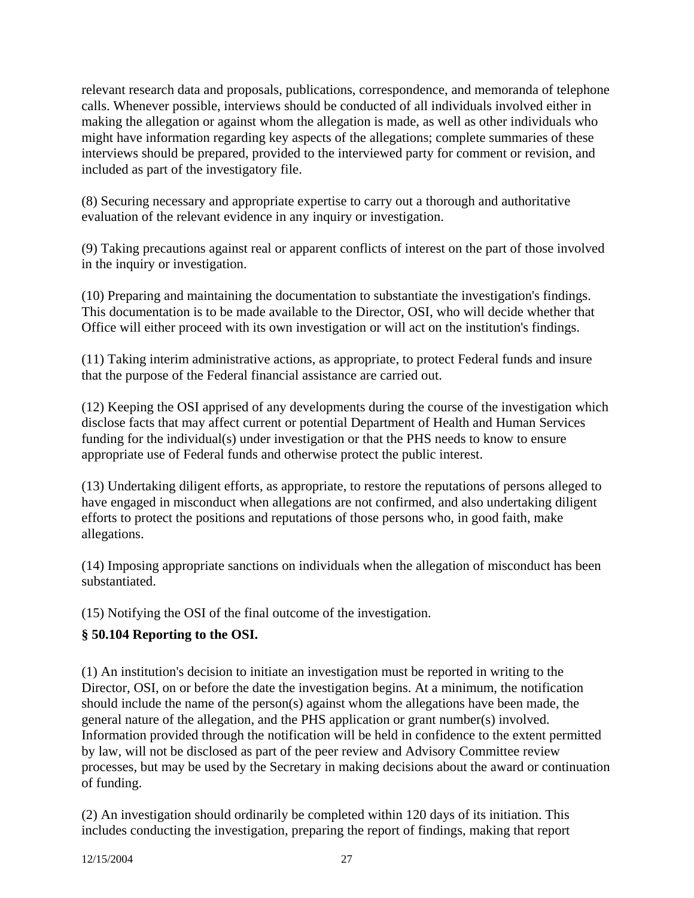relevant research data and proposals, publications, correspondence, and memoranda of telephone calls. Whenever possible, interviews should be conducted of all individuals involved either in making the allegation or against whom the allegation is made, as well as other individuals who might have information regarding key aspects of the allegations; complete summaries of these interviews should be prepared, provided to the interviewed party for comment or revision, and included as part of the investigatory file.

(8) Securing necessary and appropriate expertise to carry out a thorough and authoritative evaluation of the relevant evidence in any inquiry or investigation.

(9) Taking precautions against real or apparent conflicts of interest on the part of those involved in the inquiry or investigation.

(10) Preparing and maintaining the documentation to substantiate the investigation's findings. This documentation is to be made available to the Director, OSI, who will decide whether that Office will either proceed with its own investigation or will act on the institution's findings.

(11) Taking interim administrative actions, as appropriate, to protect Federal funds and insure that the purpose of the Federal financial assistance are carried out.

(12) Keeping the OSI apprised of any developments during the course of the investigation which disclose facts that may affect current or potential Department of Health and Human Services funding for the individual(s) under investigation or that the PHS needs to know to ensure appropriate use of Federal funds and otherwise protect the public interest.

(13) Undertaking diligent efforts, as appropriate, to restore the reputations of persons alleged to have engaged in misconduct when allegations are not confirmed, and also undertaking diligent efforts to protect the positions and reputations of those persons who, in good faith, make allegations.

(14) Imposing appropriate sanctions on individuals when the allegation of misconduct has been substantiated.

(15) Notifying the OSI of the final outcome of the investigation.

### § 50.104 Reporting to the OSI.

(1) An institution's decision to initiate an investigation must be reported in writing to the Director, OSI, on or before the date the investigation begins. At a minimum, the notification should include the name of the person(s) against whom the allegations have been made, the general nature of the allegation, and the PHS application or grant number(s) involved. Information provided through the notification will be held in confidence to the extent permitted by law, will not be disclosed as part of the peer review and Advisory Committee review processes, but may be used by the Secretary in making decisions about the award or continuation of funding.

(2) An investigation should ordinarily be completed within 120 days of its initiation. This includes conducting the investigation, preparing the report of findings, making that report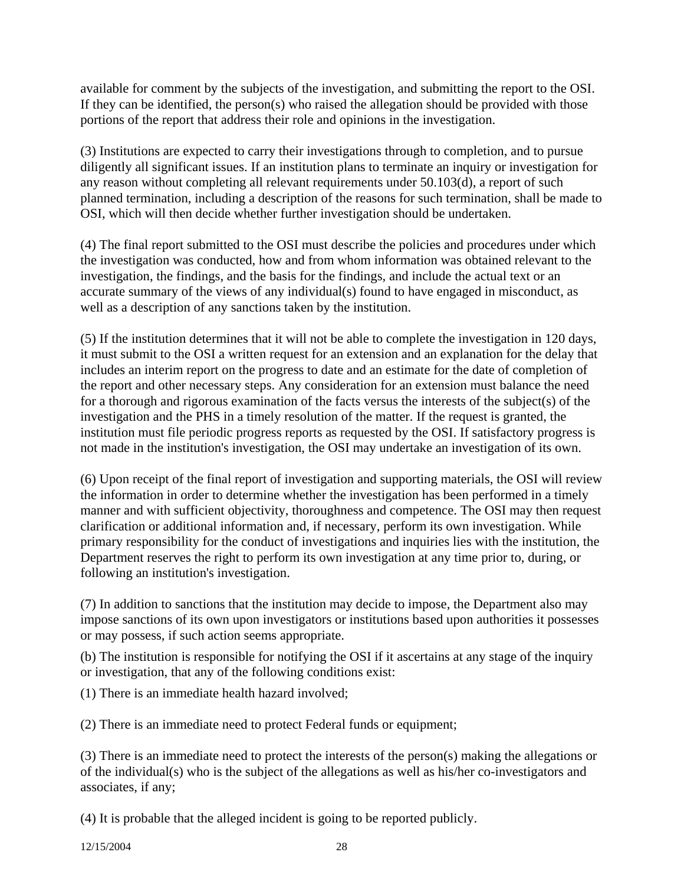available for comment by the subjects of the investigation, and submitting the report to the OSI. If they can be identified, the person(s) who raised the allegation should be provided with those portions of the report that address their role and opinions in the investigation.

(3) Institutions are expected to carry their investigations through to completion, and to pursue diligently all significant issues. If an institution plans to terminate an inquiry or investigation for any reason without completing all relevant requirements under 50.103(d), a report of such planned termination, including a description of the reasons for such termination, shall be made to OSI, which will then decide whether further investigation should be undertaken.

(4) The final report submitted to the OSI must describe the policies and procedures under which the investigation was conducted, how and from whom information was obtained relevant to the investigation, the findings, and the basis for the findings, and include the actual text or an accurate summary of the views of any individual(s) found to have engaged in misconduct, as well as a description of any sanctions taken by the institution.

(5) If the institution determines that it will not be able to complete the investigation in 120 days, it must submit to the OSI a written request for an extension and an explanation for the delay that includes an interim report on the progress to date and an estimate for the date of completion of the report and other necessary steps. Any consideration for an extension must balance the need for a thorough and rigorous examination of the facts versus the interests of the subject(s) of the investigation and the PHS in a timely resolution of the matter. If the request is granted, the institution must file periodic progress reports as requested by the OSI. If satisfactory progress is not made in the institution's investigation, the OSI may undertake an investigation of its own.

(6) Upon receipt of the final report of investigation and supporting materials, the OSI will review the information in order to determine whether the investigation has been performed in a timely manner and with sufficient objectivity, thoroughness and competence. The OSI may then request clarification or additional information and, if necessary, perform its own investigation. While primary responsibility for the conduct of investigations and inquiries lies with the institution, the Department reserves the right to perform its own investigation at any time prior to, during, or following an institution's investigation.

(7) In addition to sanctions that the institution may decide to impose, the Department also may impose sanctions of its own upon investigators or institutions based upon authorities it possesses or may possess, if such action seems appropriate.

(b) The institution is responsible for notifying the OSI if it ascertains at any stage of the inquiry or investigation, that any of the following conditions exist:

(1) There is an immediate health hazard involved;

(2) There is an immediate need to protect Federal funds or equipment;

(3) There is an immediate need to protect the interests of the person(s) making the allegations or of the individual(s) who is the subject of the allegations as well as his/her co-investigators and associates, if any;

(4) It is probable that the alleged incident is going to be reported publicly.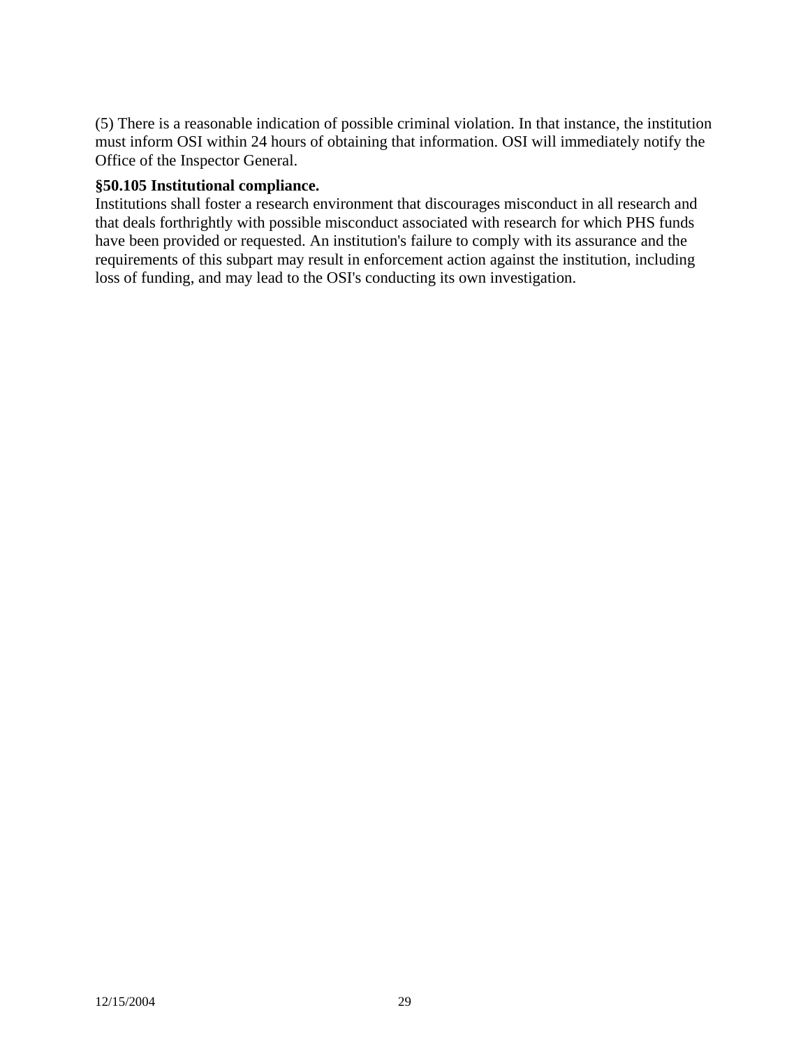(5) There is a reasonable indication of possible criminal violation. In that instance, the institution must inform OSI within 24 hours of obtaining that information. OSI will immediately notify the Office of the Inspector General.

**§50.105 Institutional compliance.**

Institutions shall foster a research environment that discourages misconduct in all research and that deals forthrightly with possible misconduct associated with research for which PHS funds have been provided or requested. An institution's failure to comply with its assurance and the requirements of this subpart may result in enforcement action against the institution, including loss of funding, and may lead to the OSI's conducting its own investigation.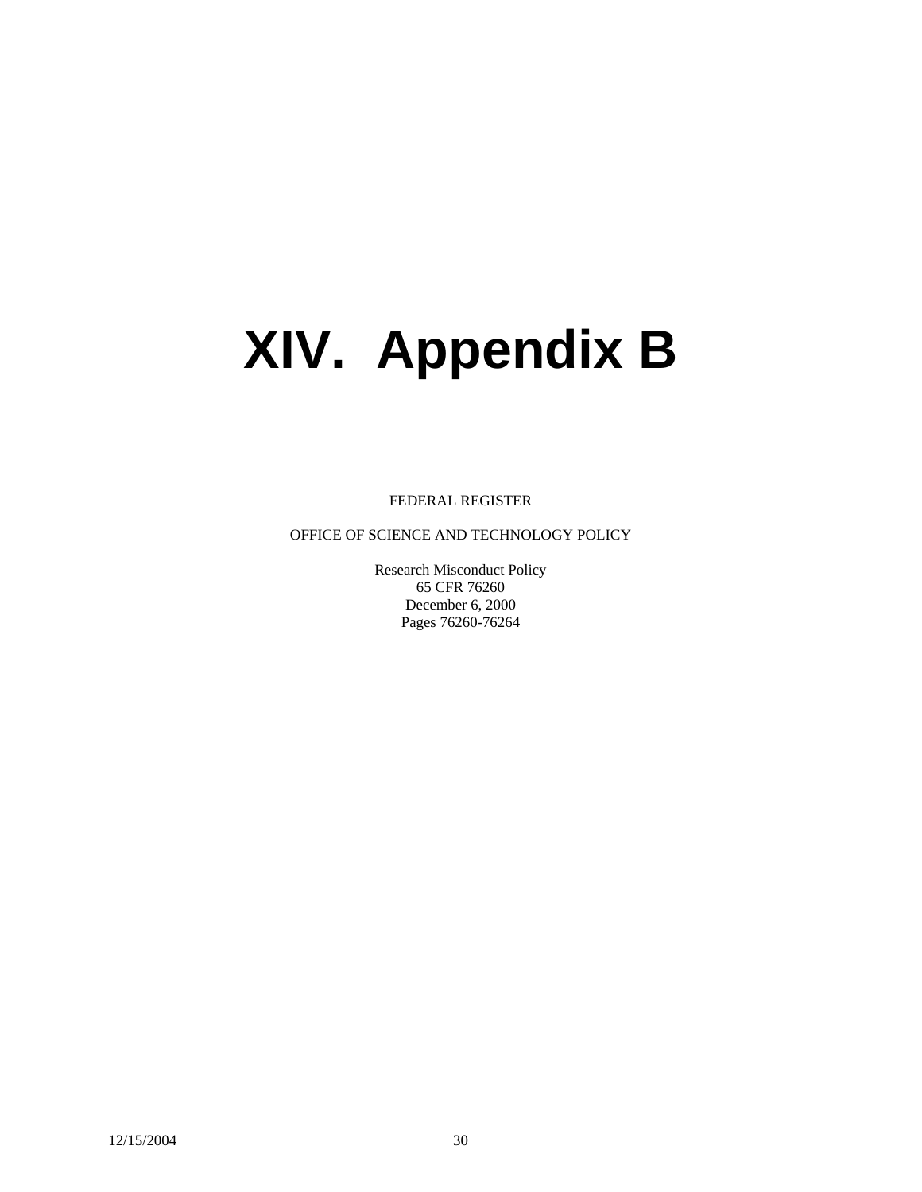# XIV. Appendix B

FEDERAL REGISTER

OFFICE OF SCIENCE AND TECHNOLOGY POLICY

Research Misconduct Policy
65 CFR 76260
December 6, 2000
Pages 76260-76264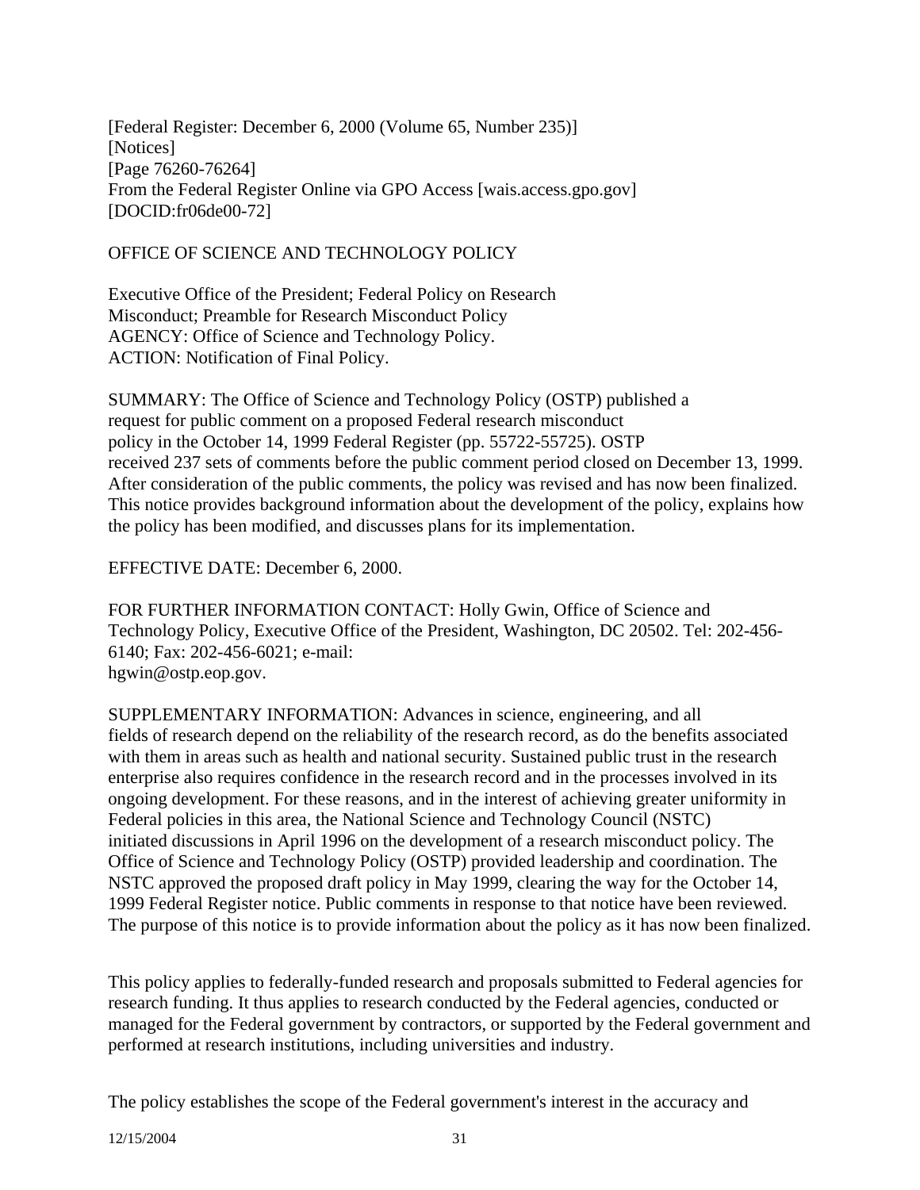[Federal Register: December 6, 2000 (Volume 65, Number 235)]
[Notices]
[Page 76260-76264]
From the Federal Register Online via GPO Access [wais.access.gpo.gov]
[DOCID:fr06de00-72]

OFFICE OF SCIENCE AND TECHNOLOGY POLICY

Executive Office of the President; Federal Policy on Research Misconduct; Preamble for Research Misconduct Policy
AGENCY: Office of Science and Technology Policy.
ACTION: Notification of Final Policy.

SUMMARY: The Office of Science and Technology Policy (OSTP) published a request for public comment on a proposed Federal research misconduct policy in the October 14, 1999 Federal Register (pp. 55722-55725). OSTP received 237 sets of comments before the public comment period closed on December 13, 1999. After consideration of the public comments, the policy was revised and has now been finalized. This notice provides background information about the development of the policy, explains how the policy has been modified, and discusses plans for its implementation.

EFFECTIVE DATE: December 6, 2000.

FOR FURTHER INFORMATION CONTACT: Holly Gwin, Office of Science and Technology Policy, Executive Office of the President, Washington, DC 20502. Tel: 202-456-6140; Fax: 202-456-6021; e-mail: hgwin@ostp.eop.gov.

SUPPLEMENTARY INFORMATION: Advances in science, engineering, and all fields of research depend on the reliability of the research record, as do the benefits associated with them in areas such as health and national security. Sustained public trust in the research enterprise also requires confidence in the research record and in the processes involved in its ongoing development. For these reasons, and in the interest of achieving greater uniformity in Federal policies in this area, the National Science and Technology Council (NSTC) initiated discussions in April 1996 on the development of a research misconduct policy. The Office of Science and Technology Policy (OSTP) provided leadership and coordination. The NSTC approved the proposed draft policy in May 1999, clearing the way for the October 14, 1999 Federal Register notice. Public comments in response to that notice have been reviewed. The purpose of this notice is to provide information about the policy as it has now been finalized.

This policy applies to federally-funded research and proposals submitted to Federal agencies for research funding. It thus applies to research conducted by the Federal agencies, conducted or managed for the Federal government by contractors, or supported by the Federal government and performed at research institutions, including universities and industry.

The policy establishes the scope of the Federal government's interest in the accuracy and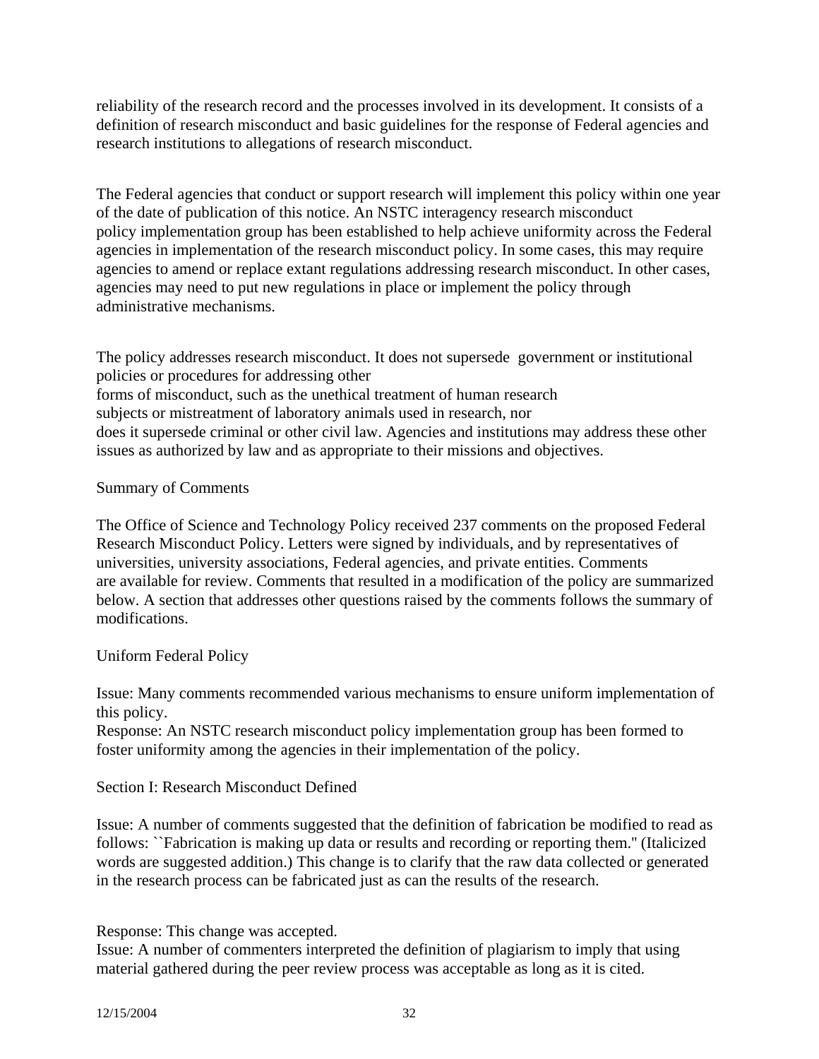reliability of the research record and the processes involved in its development. It consists of a definition of research misconduct and basic guidelines for the response of Federal agencies and research institutions to allegations of research misconduct.

The Federal agencies that conduct or support research will implement this policy within one year of the date of publication of this notice. An NSTC interagency research misconduct policy implementation group has been established to help achieve uniformity across the Federal agencies in implementation of the research misconduct policy. In some cases, this may require agencies to amend or replace extant regulations addressing research misconduct. In other cases, agencies may need to put new regulations in place or implement the policy through administrative mechanisms.

The policy addresses research misconduct. It does not supersede government or institutional policies or procedures for addressing other forms of misconduct, such as the unethical treatment of human research subjects or mistreatment of laboratory animals used in research, nor does it supersede criminal or other civil law. Agencies and institutions may address these other issues as authorized by law and as appropriate to their missions and objectives.

Summary of Comments

The Office of Science and Technology Policy received 237 comments on the proposed Federal Research Misconduct Policy. Letters were signed by individuals, and by representatives of universities, university associations, Federal agencies, and private entities. Comments are available for review. Comments that resulted in a modification of the policy are summarized below. A section that addresses other questions raised by the comments follows the summary of modifications.

Uniform Federal Policy

Issue: Many comments recommended various mechanisms to ensure uniform implementation of this policy.
Response: An NSTC research misconduct policy implementation group has been formed to foster uniformity among the agencies in their implementation of the policy.

Section I: Research Misconduct Defined

Issue: A number of comments suggested that the definition of fabrication be modified to read as follows: ``Fabrication is making up data or results and recording or reporting them.'' (Italicized words are suggested addition.) This change is to clarify that the raw data collected or generated in the research process can be fabricated just as can the results of the research.

Response: This change was accepted.
Issue: A number of commenters interpreted the definition of plagiarism to imply that using material gathered during the peer review process was acceptable as long as it is cited.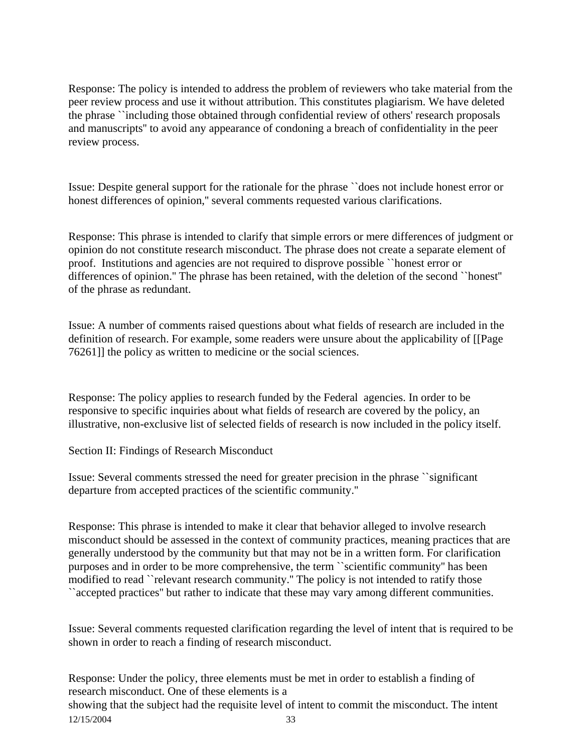Response: The policy is intended to address the problem of reviewers who take material from the peer review process and use it without attribution. This constitutes plagiarism. We have deleted the phrase ``including those obtained through confidential review of others' research proposals and manuscripts'' to avoid any appearance of condoning a breach of confidentiality in the peer review process.

Issue: Despite general support for the rationale for the phrase ``does not include honest error or honest differences of opinion,'' several comments requested various clarifications.

Response: This phrase is intended to clarify that simple errors or mere differences of judgment or opinion do not constitute research misconduct. The phrase does not create a separate element of proof. Institutions and agencies are not required to disprove possible ``honest error or differences of opinion.'' The phrase has been retained, with the deletion of the second ``honest'' of the phrase as redundant.

Issue: A number of comments raised questions about what fields of research are included in the definition of research. For example, some readers were unsure about the applicability of [[Page 76261]] the policy as written to medicine or the social sciences.

Response: The policy applies to research funded by the Federal agencies. In order to be responsive to specific inquiries about what fields of research are covered by the policy, an illustrative, non-exclusive list of selected fields of research is now included in the policy itself.

Section II: Findings of Research Misconduct

Issue: Several comments stressed the need for greater precision in the phrase ``significant departure from accepted practices of the scientific community.''

Response: This phrase is intended to make it clear that behavior alleged to involve research misconduct should be assessed in the context of community practices, meaning practices that are generally understood by the community but that may not be in a written form. For clarification purposes and in order to be more comprehensive, the term ``scientific community'' has been modified to read ``relevant research community.'' The policy is not intended to ratify those ``accepted practices'' but rather to indicate that these may vary among different communities.

Issue: Several comments requested clarification regarding the level of intent that is required to be shown in order to reach a finding of research misconduct.

Response: Under the policy, three elements must be met in order to establish a finding of research misconduct. One of these elements is a showing that the subject had the requisite level of intent to commit the misconduct. The intent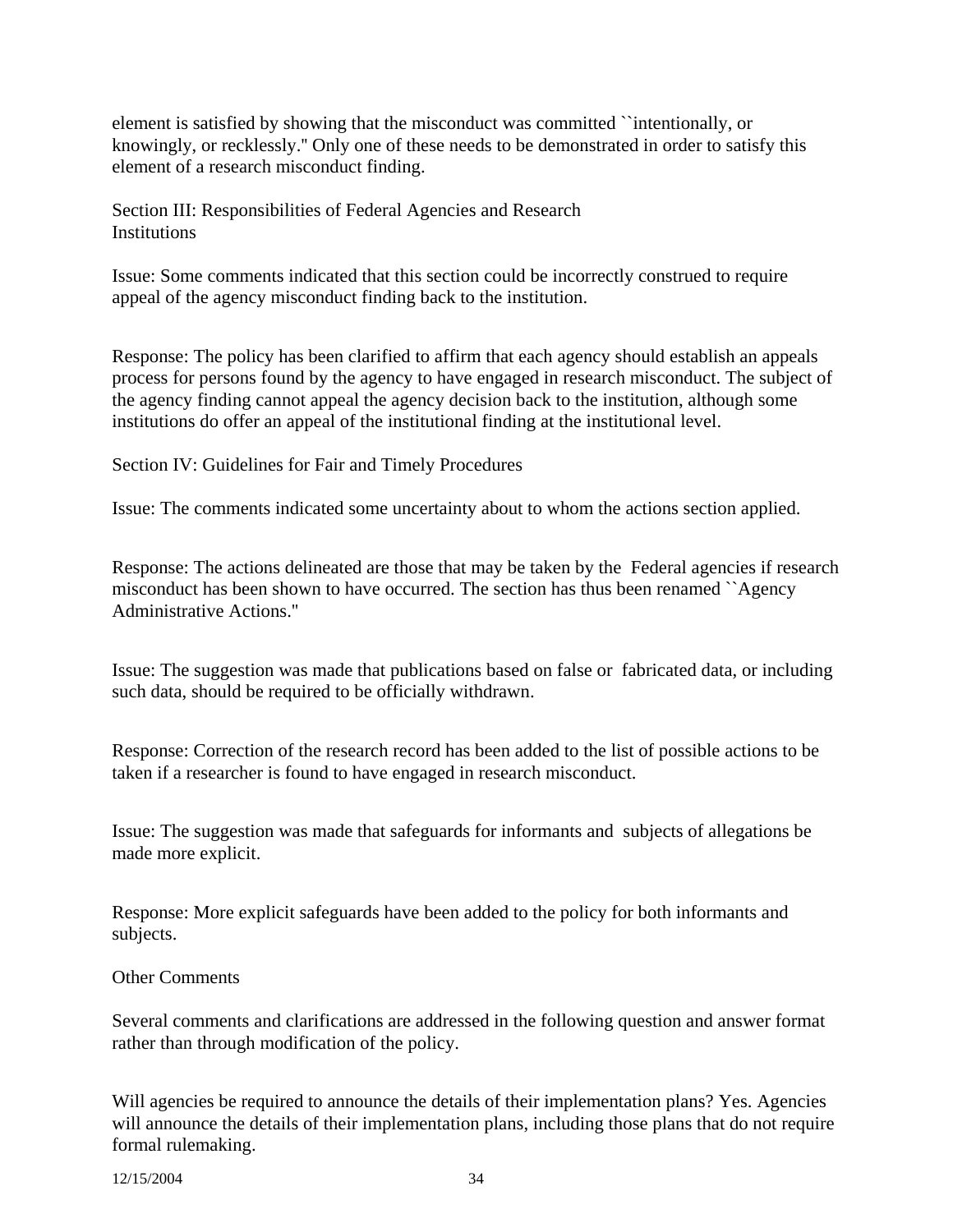element is satisfied by showing that the misconduct was committed ``intentionally, or knowingly, or recklessly.'' Only one of these needs to be demonstrated in order to satisfy this element of a research misconduct finding.

Section III: Responsibilities of Federal Agencies and Research Institutions

Issue: Some comments indicated that this section could be incorrectly construed to require appeal of the agency misconduct finding back to the institution.

Response: The policy has been clarified to affirm that each agency should establish an appeals process for persons found by the agency to have engaged in research misconduct. The subject of the agency finding cannot appeal the agency decision back to the institution, although some institutions do offer an appeal of the institutional finding at the institutional level.

Section IV: Guidelines for Fair and Timely Procedures

Issue: The comments indicated some uncertainty about to whom the actions section applied.

Response: The actions delineated are those that may be taken by the Federal agencies if research misconduct has been shown to have occurred. The section has thus been renamed ``Agency Administrative Actions.''

Issue: The suggestion was made that publications based on false or fabricated data, or including such data, should be required to be officially withdrawn.

Response: Correction of the research record has been added to the list of possible actions to be taken if a researcher is found to have engaged in research misconduct.

Issue: The suggestion was made that safeguards for informants and subjects of allegations be made more explicit.

Response: More explicit safeguards have been added to the policy for both informants and subjects.

Other Comments

Several comments and clarifications are addressed in the following question and answer format rather than through modification of the policy.

Will agencies be required to announce the details of their implementation plans? Yes. Agencies will announce the details of their implementation plans, including those plans that do not require formal rulemaking.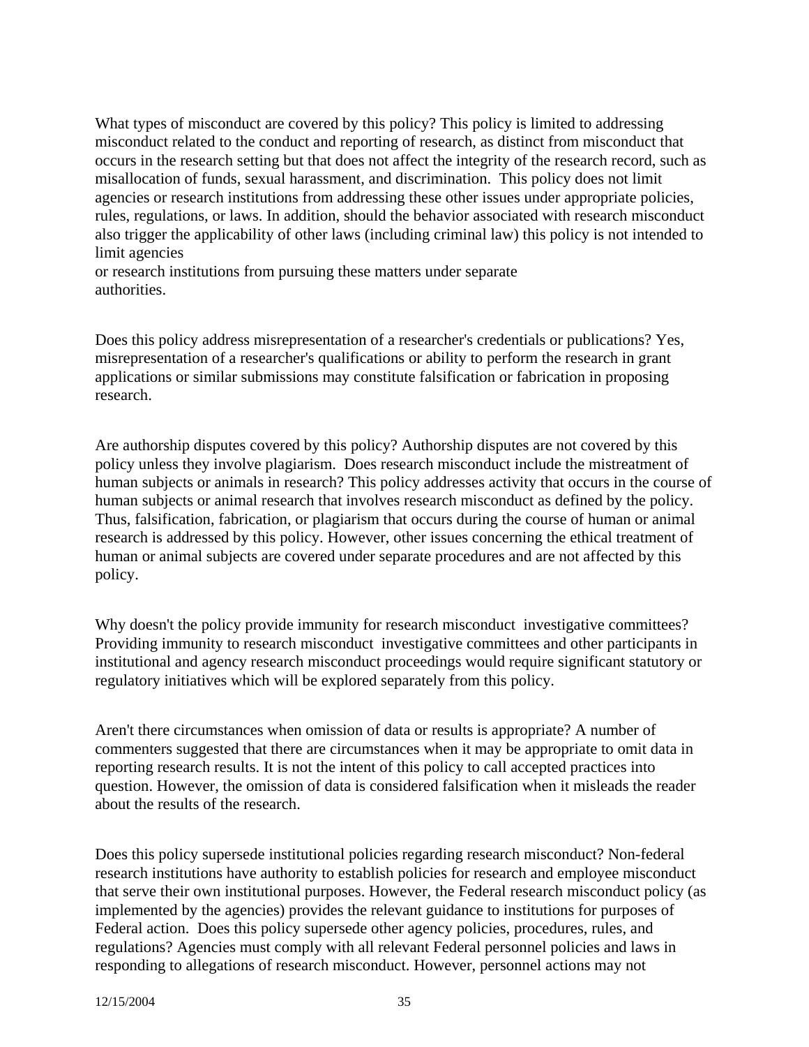What types of misconduct are covered by this policy? This policy is limited to addressing misconduct related to the conduct and reporting of research, as distinct from misconduct that occurs in the research setting but that does not affect the integrity of the research record, such as misallocation of funds, sexual harassment, and discrimination. This policy does not limit agencies or research institutions from addressing these other issues under appropriate policies, rules, regulations, or laws. In addition, should the behavior associated with research misconduct also trigger the applicability of other laws (including criminal law) this policy is not intended to limit agencies or research institutions from pursuing these matters under separate authorities.

Does this policy address misrepresentation of a researcher's credentials or publications? Yes, misrepresentation of a researcher's qualifications or ability to perform the research in grant applications or similar submissions may constitute falsification or fabrication in proposing research.

Are authorship disputes covered by this policy? Authorship disputes are not covered by this policy unless they involve plagiarism. Does research misconduct include the mistreatment of human subjects or animals in research? This policy addresses activity that occurs in the course of human subjects or animal research that involves research misconduct as defined by the policy. Thus, falsification, fabrication, or plagiarism that occurs during the course of human or animal research is addressed by this policy. However, other issues concerning the ethical treatment of human or animal subjects are covered under separate procedures and are not affected by this policy.

Why doesn't the policy provide immunity for research misconduct investigative committees? Providing immunity to research misconduct investigative committees and other participants in institutional and agency research misconduct proceedings would require significant statutory or regulatory initiatives which will be explored separately from this policy.

Aren't there circumstances when omission of data or results is appropriate? A number of commenters suggested that there are circumstances when it may be appropriate to omit data in reporting research results. It is not the intent of this policy to call accepted practices into question. However, the omission of data is considered falsification when it misleads the reader about the results of the research.

Does this policy supersede institutional policies regarding research misconduct? Non-federal research institutions have authority to establish policies for research and employee misconduct that serve their own institutional purposes. However, the Federal research misconduct policy (as implemented by the agencies) provides the relevant guidance to institutions for purposes of Federal action. Does this policy supersede other agency policies, procedures, rules, and regulations? Agencies must comply with all relevant Federal personnel policies and laws in responding to allegations of research misconduct. However, personnel actions may not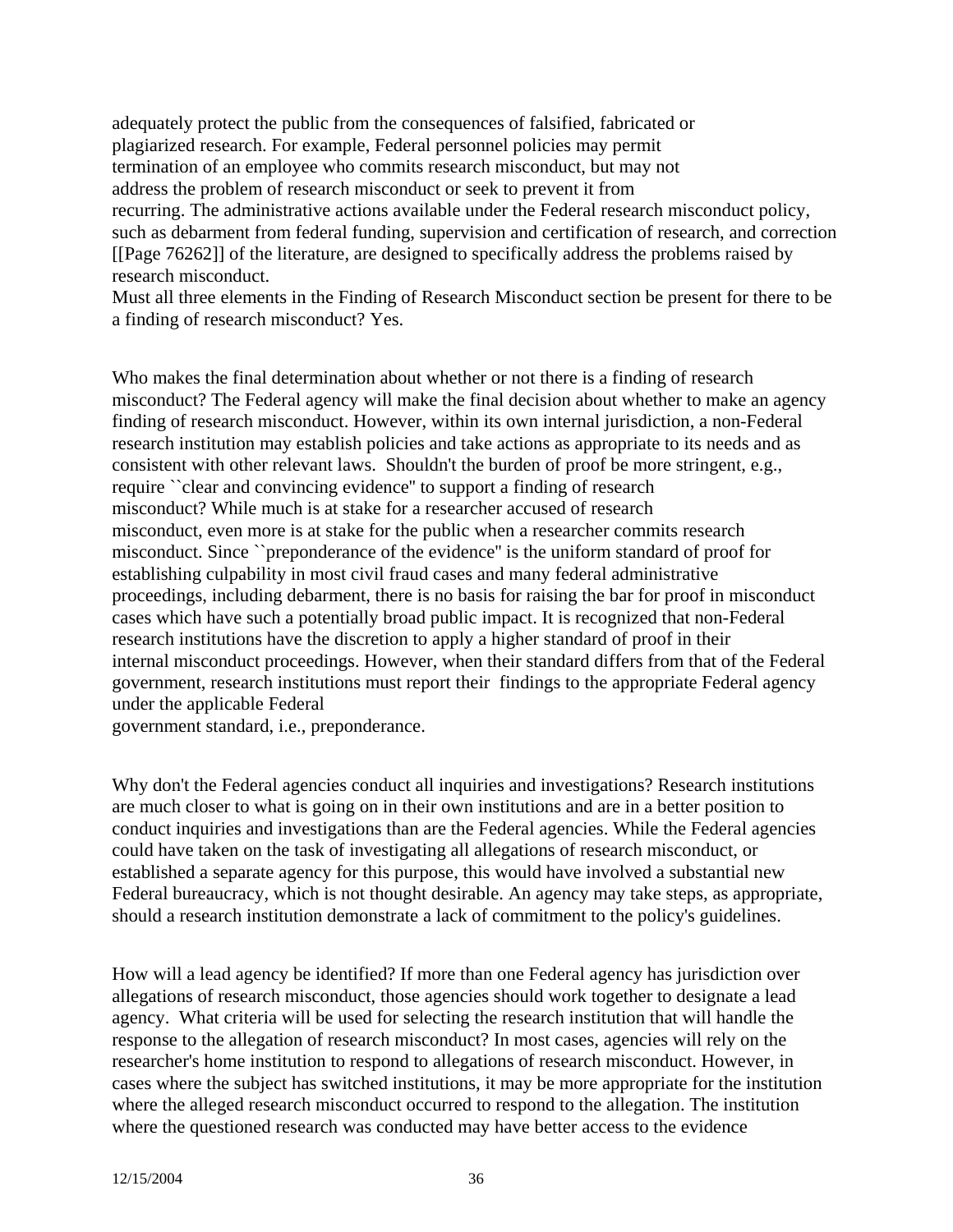adequately protect the public from the consequences of falsified, fabricated or plagiarized research. For example, Federal personnel policies may permit termination of an employee who commits research misconduct, but may not address the problem of research misconduct or seek to prevent it from recurring. The administrative actions available under the Federal research misconduct policy, such as debarment from federal funding, supervision and certification of research, and correction [[Page 76262]] of the literature, are designed to specifically address the problems raised by research misconduct.

Must all three elements in the Finding of Research Misconduct section be present for there to be a finding of research misconduct? Yes.

Who makes the final determination about whether or not there is a finding of research misconduct? The Federal agency will make the final decision about whether to make an agency finding of research misconduct. However, within its own internal jurisdiction, a non-Federal research institution may establish policies and take actions as appropriate to its needs and as consistent with other relevant laws. Shouldn't the burden of proof be more stringent, e.g., require ``clear and convincing evidence'' to support a finding of research misconduct? While much is at stake for a researcher accused of research misconduct, even more is at stake for the public when a researcher commits research misconduct. Since ``preponderance of the evidence'' is the uniform standard of proof for establishing culpability in most civil fraud cases and many federal administrative proceedings, including debarment, there is no basis for raising the bar for proof in misconduct cases which have such a potentially broad public impact. It is recognized that non-Federal research institutions have the discretion to apply a higher standard of proof in their internal misconduct proceedings. However, when their standard differs from that of the Federal government, research institutions must report their findings to the appropriate Federal agency under the applicable Federal government standard, i.e., preponderance.

Why don't the Federal agencies conduct all inquiries and investigations? Research institutions are much closer to what is going on in their own institutions and are in a better position to conduct inquiries and investigations than are the Federal agencies. While the Federal agencies could have taken on the task of investigating all allegations of research misconduct, or established a separate agency for this purpose, this would have involved a substantial new Federal bureaucracy, which is not thought desirable. An agency may take steps, as appropriate, should a research institution demonstrate a lack of commitment to the policy's guidelines.

How will a lead agency be identified? If more than one Federal agency has jurisdiction over allegations of research misconduct, those agencies should work together to designate a lead agency. What criteria will be used for selecting the research institution that will handle the response to the allegation of research misconduct? In most cases, agencies will rely on the researcher's home institution to respond to allegations of research misconduct. However, in cases where the subject has switched institutions, it may be more appropriate for the institution where the alleged research misconduct occurred to respond to the allegation. The institution where the questioned research was conducted may have better access to the evidence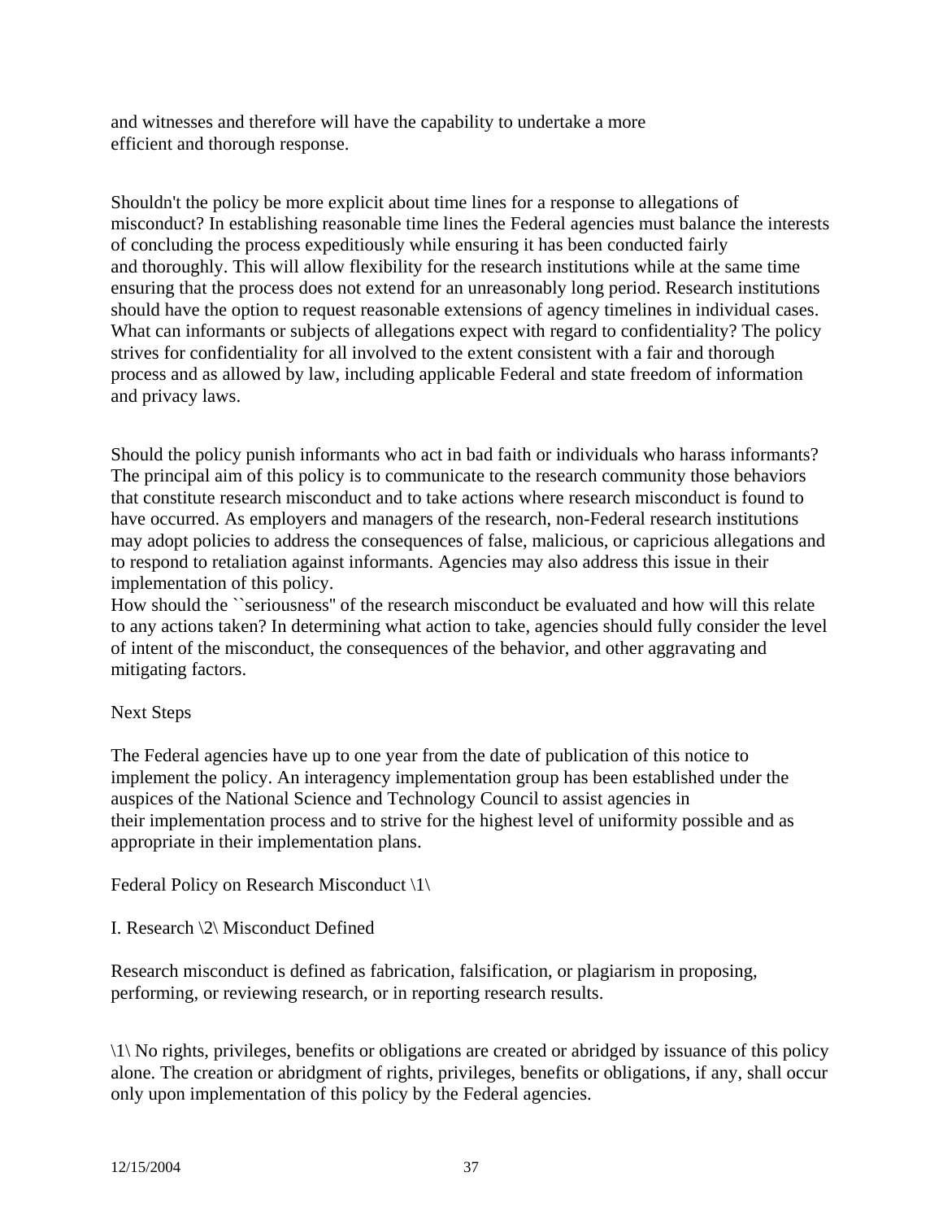and witnesses and therefore will have the capability to undertake a more efficient and thorough response.

Shouldn't the policy be more explicit about time lines for a response to allegations of misconduct? In establishing reasonable time lines the Federal agencies must balance the interests of concluding the process expeditiously while ensuring it has been conducted fairly and thoroughly. This will allow flexibility for the research institutions while at the same time ensuring that the process does not extend for an unreasonably long period. Research institutions should have the option to request reasonable extensions of agency timelines in individual cases. What can informants or subjects of allegations expect with regard to confidentiality? The policy strives for confidentiality for all involved to the extent consistent with a fair and thorough process and as allowed by law, including applicable Federal and state freedom of information and privacy laws.

Should the policy punish informants who act in bad faith or individuals who harass informants? The principal aim of this policy is to communicate to the research community those behaviors that constitute research misconduct and to take actions where research misconduct is found to have occurred. As employers and managers of the research, non-Federal research institutions may adopt policies to address the consequences of false, malicious, or capricious allegations and to respond to retaliation against informants. Agencies may also address this issue in their implementation of this policy.
How should the ``seriousness'' of the research misconduct be evaluated and how will this relate to any actions taken? In determining what action to take, agencies should fully consider the level of intent of the misconduct, the consequences of the behavior, and other aggravating and mitigating factors.

Next Steps

The Federal agencies have up to one year from the date of publication of this notice to implement the policy. An interagency implementation group has been established under the auspices of the National Science and Technology Council to assist agencies in their implementation process and to strive for the highest level of uniformity possible and as appropriate in their implementation plans.

Federal Policy on Research Misconduct \1\

I. Research \2\ Misconduct Defined

Research misconduct is defined as fabrication, falsification, or plagiarism in proposing, performing, or reviewing research, or in reporting research results.

\1\ No rights, privileges, benefits or obligations are created or abridged by issuance of this policy alone. The creation or abridgment of rights, privileges, benefits or obligations, if any, shall occur only upon implementation of this policy by the Federal agencies.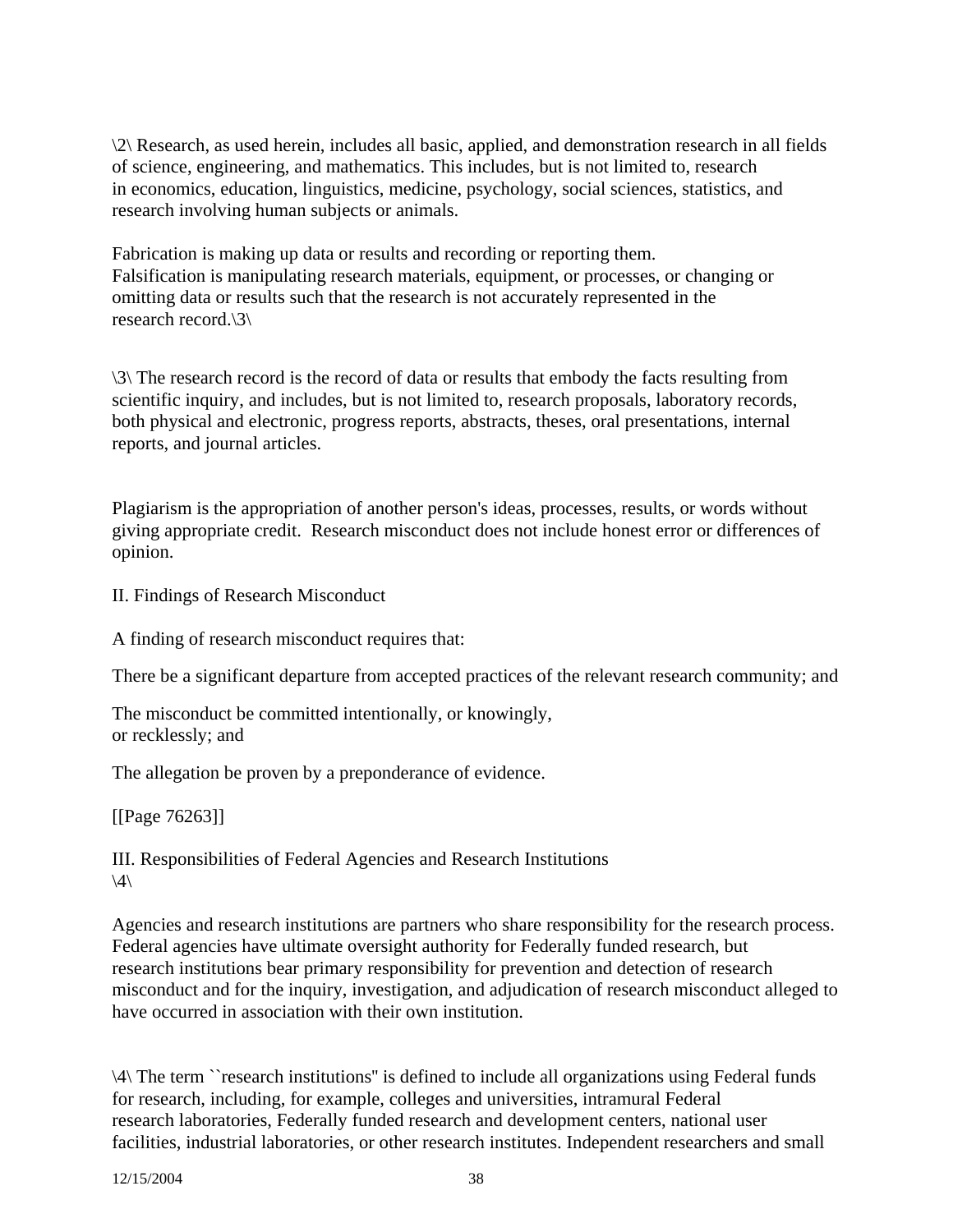\2\ Research, as used herein, includes all basic, applied, and demonstration research in all fields of science, engineering, and mathematics. This includes, but is not limited to, research in economics, education, linguistics, medicine, psychology, social sciences, statistics, and research involving human subjects or animals.

Fabrication is making up data or results and recording or reporting them. Falsification is manipulating research materials, equipment, or processes, or changing or omitting data or results such that the research is not accurately represented in the research record.\3\

\3\ The research record is the record of data or results that embody the facts resulting from scientific inquiry, and includes, but is not limited to, research proposals, laboratory records, both physical and electronic, progress reports, abstracts, theses, oral presentations, internal reports, and journal articles.

Plagiarism is the appropriation of another person's ideas, processes, results, or words without giving appropriate credit. Research misconduct does not include honest error or differences of opinion.

II. Findings of Research Misconduct

A finding of research misconduct requires that:

There be a significant departure from accepted practices of the relevant research community; and

The misconduct be committed intentionally, or knowingly, or recklessly; and

The allegation be proven by a preponderance of evidence.

[[Page 76263]]

III. Responsibilities of Federal Agencies and Research Institutions \4\

Agencies and research institutions are partners who share responsibility for the research process. Federal agencies have ultimate oversight authority for Federally funded research, but research institutions bear primary responsibility for prevention and detection of research misconduct and for the inquiry, investigation, and adjudication of research misconduct alleged to have occurred in association with their own institution.

\4\ The term ``research institutions'' is defined to include all organizations using Federal funds for research, including, for example, colleges and universities, intramural Federal research laboratories, Federally funded research and development centers, national user facilities, industrial laboratories, or other research institutes. Independent researchers and small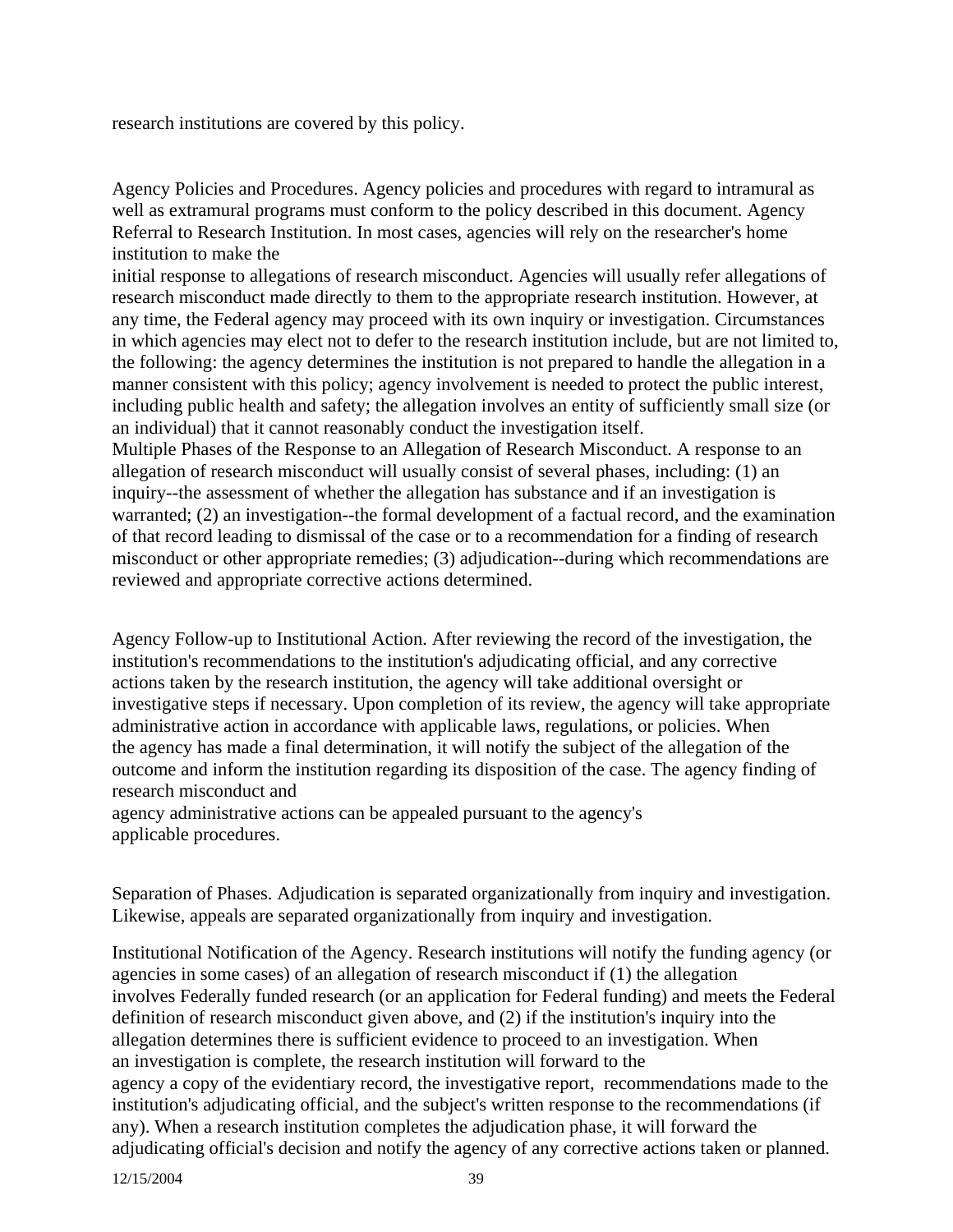research institutions are covered by this policy.

Agency Policies and Procedures. Agency policies and procedures with regard to intramural as well as extramural programs must conform to the policy described in this document. Agency Referral to Research Institution. In most cases, agencies will rely on the researcher's home institution to make the initial response to allegations of research misconduct. Agencies will usually refer allegations of research misconduct made directly to them to the appropriate research institution. However, at any time, the Federal agency may proceed with its own inquiry or investigation. Circumstances in which agencies may elect not to defer to the research institution include, but are not limited to, the following: the agency determines the institution is not prepared to handle the allegation in a manner consistent with this policy; agency involvement is needed to protect the public interest, including public health and safety; the allegation involves an entity of sufficiently small size (or an individual) that it cannot reasonably conduct the investigation itself.

Multiple Phases of the Response to an Allegation of Research Misconduct. A response to an allegation of research misconduct will usually consist of several phases, including: (1) an inquiry--the assessment of whether the allegation has substance and if an investigation is warranted; (2) an investigation--the formal development of a factual record, and the examination of that record leading to dismissal of the case or to a recommendation for a finding of research misconduct or other appropriate remedies; (3) adjudication--during which recommendations are reviewed and appropriate corrective actions determined.

Agency Follow-up to Institutional Action. After reviewing the record of the investigation, the institution's recommendations to the institution's adjudicating official, and any corrective actions taken by the research institution, the agency will take additional oversight or investigative steps if necessary. Upon completion of its review, the agency will take appropriate administrative action in accordance with applicable laws, regulations, or policies. When the agency has made a final determination, it will notify the subject of the allegation of the outcome and inform the institution regarding its disposition of the case. The agency finding of research misconduct and agency administrative actions can be appealed pursuant to the agency's applicable procedures.

Separation of Phases. Adjudication is separated organizationally from inquiry and investigation. Likewise, appeals are separated organizationally from inquiry and investigation.

Institutional Notification of the Agency. Research institutions will notify the funding agency (or agencies in some cases) of an allegation of research misconduct if (1) the allegation involves Federally funded research (or an application for Federal funding) and meets the Federal definition of research misconduct given above, and (2) if the institution's inquiry into the allegation determines there is sufficient evidence to proceed to an investigation. When an investigation is complete, the research institution will forward to the agency a copy of the evidentiary record, the investigative report, recommendations made to the institution's adjudicating official, and the subject's written response to the recommendations (if any). When a research institution completes the adjudication phase, it will forward the adjudicating official's decision and notify the agency of any corrective actions taken or planned.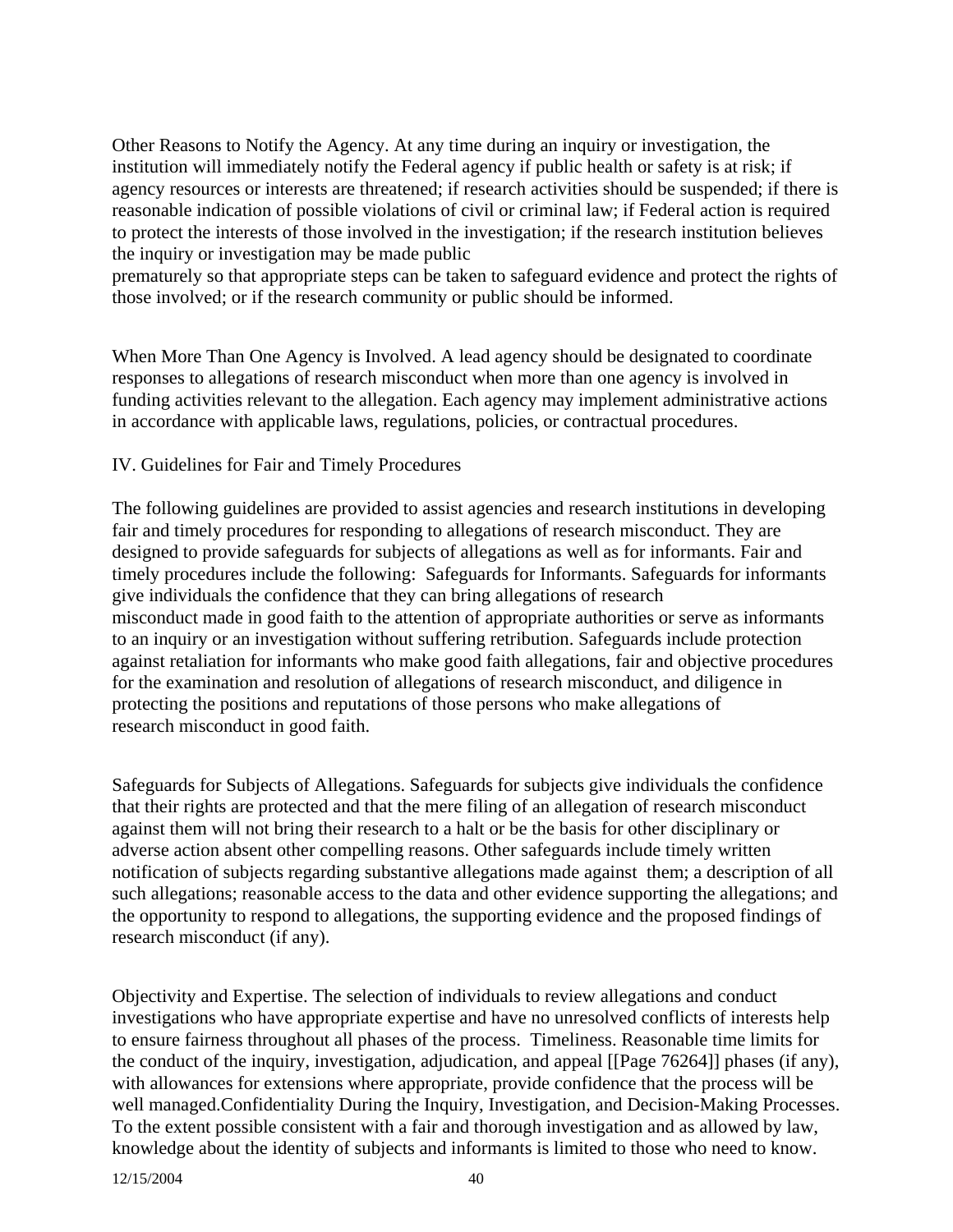Other Reasons to Notify the Agency. At any time during an inquiry or investigation, the institution will immediately notify the Federal agency if public health or safety is at risk; if agency resources or interests are threatened; if research activities should be suspended; if there is reasonable indication of possible violations of civil or criminal law; if Federal action is required to protect the interests of those involved in the investigation; if the research institution believes the inquiry or investigation may be made public prematurely so that appropriate steps can be taken to safeguard evidence and protect the rights of those involved; or if the research community or public should be informed.

When More Than One Agency is Involved. A lead agency should be designated to coordinate responses to allegations of research misconduct when more than one agency is involved in funding activities relevant to the allegation. Each agency may implement administrative actions in accordance with applicable laws, regulations, policies, or contractual procedures.

IV. Guidelines for Fair and Timely Procedures

The following guidelines are provided to assist agencies and research institutions in developing fair and timely procedures for responding to allegations of research misconduct. They are designed to provide safeguards for subjects of allegations as well as for informants. Fair and timely procedures include the following: Safeguards for Informants. Safeguards for informants give individuals the confidence that they can bring allegations of research misconduct made in good faith to the attention of appropriate authorities or serve as informants to an inquiry or an investigation without suffering retribution. Safeguards include protection against retaliation for informants who make good faith allegations, fair and objective procedures for the examination and resolution of allegations of research misconduct, and diligence in protecting the positions and reputations of those persons who make allegations of research misconduct in good faith.

Safeguards for Subjects of Allegations. Safeguards for subjects give individuals the confidence that their rights are protected and that the mere filing of an allegation of research misconduct against them will not bring their research to a halt or be the basis for other disciplinary or adverse action absent other compelling reasons. Other safeguards include timely written notification of subjects regarding substantive allegations made against them; a description of all such allegations; reasonable access to the data and other evidence supporting the allegations; and the opportunity to respond to allegations, the supporting evidence and the proposed findings of research misconduct (if any).

Objectivity and Expertise. The selection of individuals to review allegations and conduct investigations who have appropriate expertise and have no unresolved conflicts of interests help to ensure fairness throughout all phases of the process. Timeliness. Reasonable time limits for the conduct of the inquiry, investigation, adjudication, and appeal [[Page 76264]] phases (if any), with allowances for extensions where appropriate, provide confidence that the process will be well managed.Confidentiality During the Inquiry, Investigation, and Decision-Making Processes. To the extent possible consistent with a fair and thorough investigation and as allowed by law, knowledge about the identity of subjects and informants is limited to those who need to know.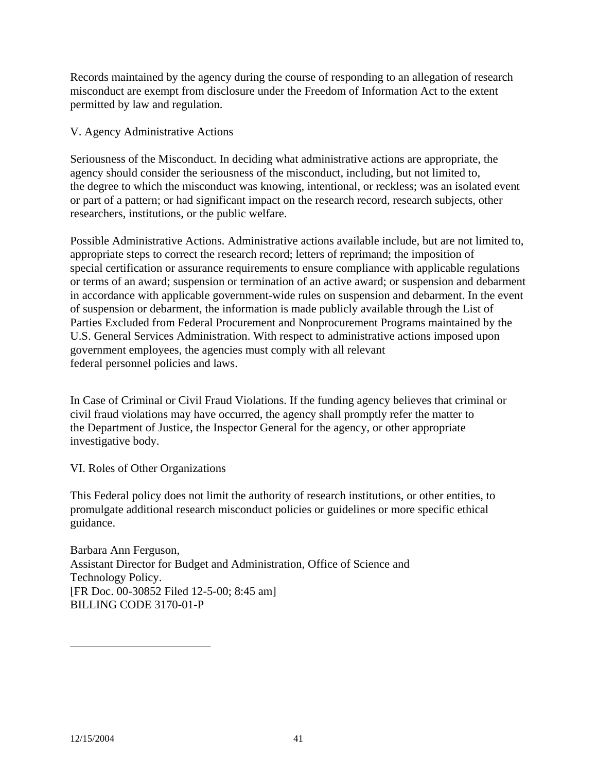Records maintained by the agency during the course of responding to an allegation of research misconduct are exempt from disclosure under the Freedom of Information Act to the extent permitted by law and regulation.

## V. Agency Administrative Actions

Seriousness of the Misconduct. In deciding what administrative actions are appropriate, the agency should consider the seriousness of the misconduct, including, but not limited to, the degree to which the misconduct was knowing, intentional, or reckless; was an isolated event or part of a pattern; or had significant impact on the research record, research subjects, other researchers, institutions, or the public welfare.

Possible Administrative Actions. Administrative actions available include, but are not limited to, appropriate steps to correct the research record; letters of reprimand; the imposition of special certification or assurance requirements to ensure compliance with applicable regulations or terms of an award; suspension or termination of an active award; or suspension and debarment in accordance with applicable government-wide rules on suspension and debarment. In the event of suspension or debarment, the information is made publicly available through the List of Parties Excluded from Federal Procurement and Nonprocurement Programs maintained by the U.S. General Services Administration. With respect to administrative actions imposed upon government employees, the agencies must comply with all relevant federal personnel policies and laws.

In Case of Criminal or Civil Fraud Violations. If the funding agency believes that criminal or civil fraud violations may have occurred, the agency shall promptly refer the matter to the Department of Justice, the Inspector General for the agency, or other appropriate investigative body.

## VI. Roles of Other Organizations

This Federal policy does not limit the authority of research institutions, or other entities, to promulgate additional research misconduct policies or guidelines or more specific ethical guidance.

Barbara Ann Ferguson,
Assistant Director for Budget and Administration, Office of Science and Technology Policy.
[FR Doc. 00-30852 Filed 12-5-00; 8:45 am]
BILLING CODE 3170-01-P